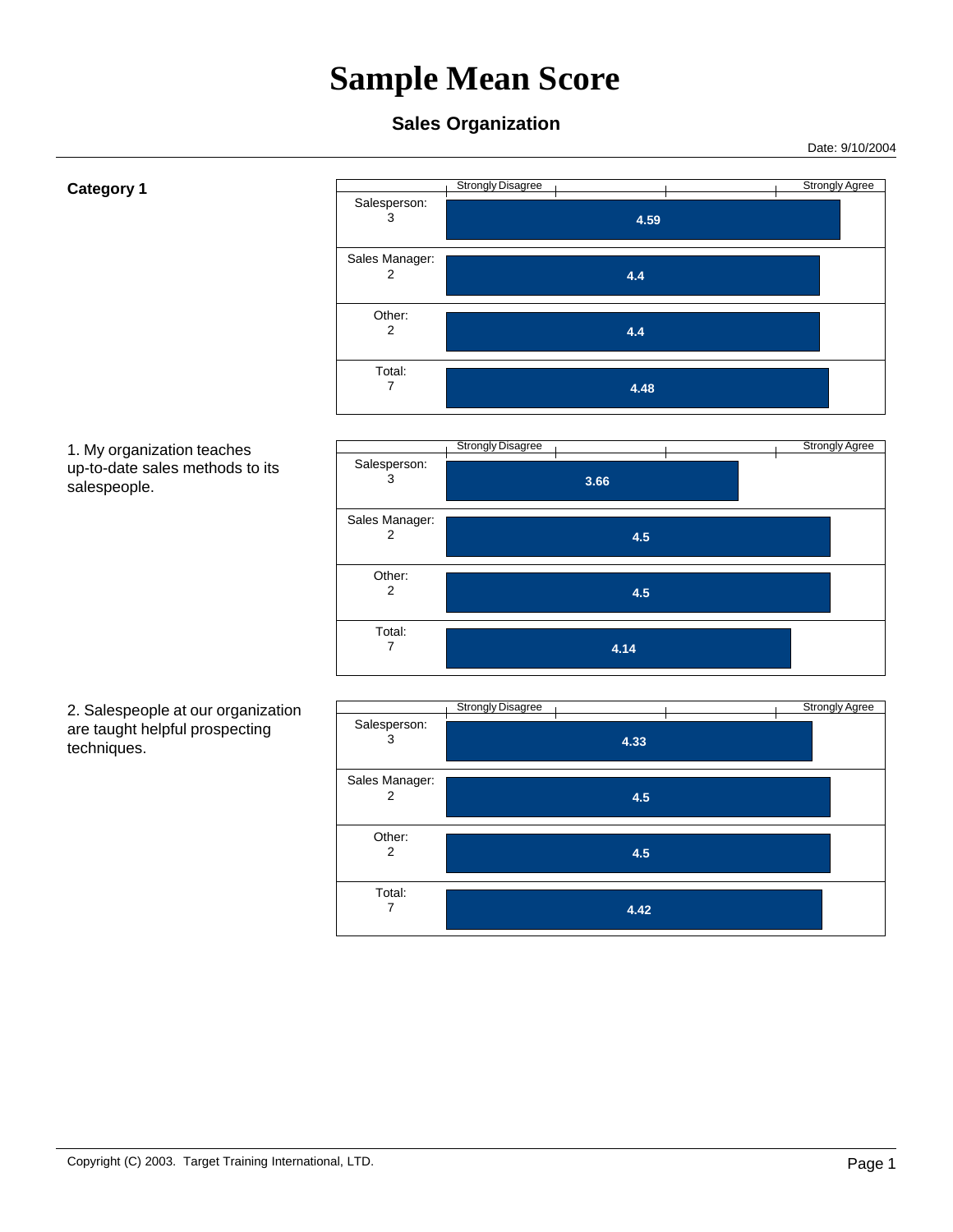# Sample Mean Score

## Sales Organization

Date: 9/10/2004

**Category 1**

| Respondent | Mean Score (Strongly Disagree – Strongly Agree) |
|---|---|
| Salesperson: 3 | 4.59 |
| Sales Manager: 2 | 4.4 |
| Other: 2 | 4.4 |
| Total: 7 | 4.48 |

1. My organization teaches up-to-date sales methods to its salespeople.

| Respondent | Mean Score (Strongly Disagree – Strongly Agree) |
|---|---|
| Salesperson: 3 | 3.66 |
| Sales Manager: 2 | 4.5 |
| Other: 2 | 4.5 |
| Total: 7 | 4.14 |

2. Salespeople at our organization are taught helpful prospecting techniques.

| Respondent | Mean Score (Strongly Disagree – Strongly Agree) |
|---|---|
| Salesperson: 3 | 4.33 |
| Sales Manager: 2 | 4.5 |
| Other: 2 | 4.5 |
| Total: 7 | 4.42 |

Copyright (C) 2003. Target Training International, LTD.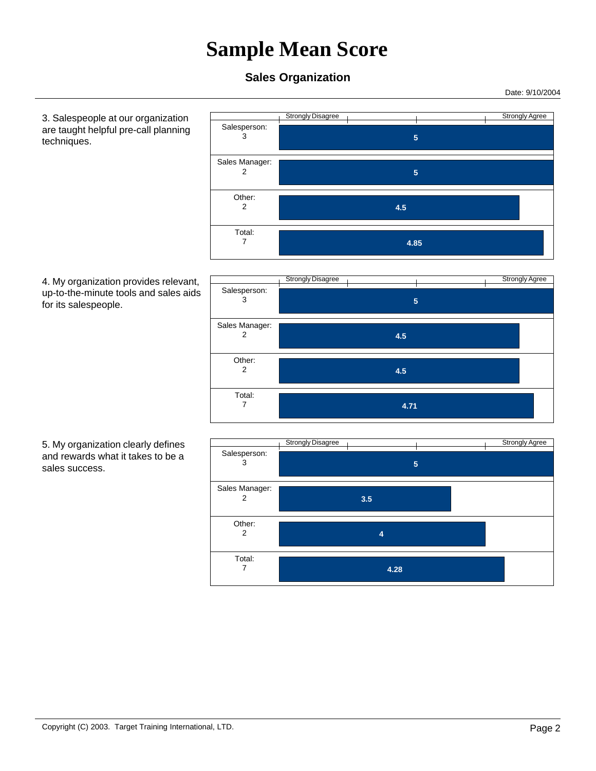# Sample Mean Score

### Sales Organization

Date: 9/10/2004

3. Salespeople at our organization are taught helpful pre-call planning techniques.

| Group | Score (Strongly Disagree – Strongly Agree) |
|---|---|
| Salesperson: 3 | 5 |
| Sales Manager: 2 | 5 |
| Other: 2 | 4.5 |
| Total: 7 | 4.85 |

4. My organization provides relevant, up-to-the-minute tools and sales aids for its salespeople.

| Group | Score (Strongly Disagree – Strongly Agree) |
|---|---|
| Salesperson: 3 | 5 |
| Sales Manager: 2 | 4.5 |
| Other: 2 | 4.5 |
| Total: 7 | 4.71 |

5. My organization clearly defines and rewards what it takes to be a sales success.

| Group | Score (Strongly Disagree – Strongly Agree) |
|---|---|
| Salesperson: 3 | 5 |
| Sales Manager: 2 | 3.5 |
| Other: 2 | 4 |
| Total: 7 | 4.28 |

Copyright (C) 2003. Target Training International, LTD.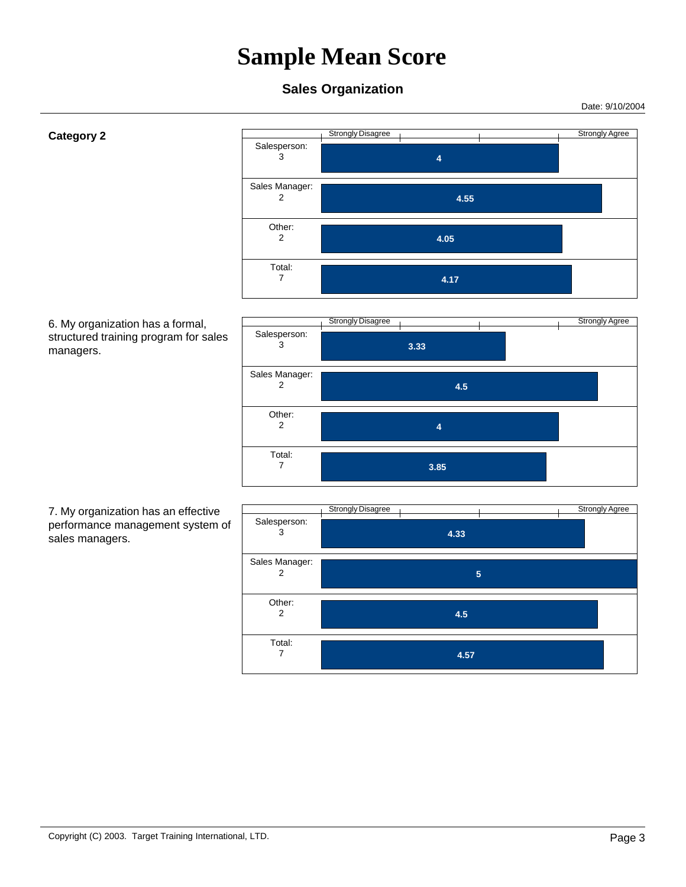# Sample Mean Score

## Sales Organization

Date: 9/10/2004

**Category 2**

| | Strongly Disagree — Strongly Agree |
|---|---|
| Salesperson: 3 | 4 |
| Sales Manager: 2 | 4.55 |
| Other: 2 | 4.05 |
| Total: 7 | 4.17 |

6. My organization has a formal, structured training program for sales managers.

| | Strongly Disagree — Strongly Agree |
|---|---|
| Salesperson: 3 | 3.33 |
| Sales Manager: 2 | 4.5 |
| Other: 2 | 4 |
| Total: 7 | 3.85 |

7. My organization has an effective performance management system of sales managers.

| | Strongly Disagree — Strongly Agree |
|---|---|
| Salesperson: 3 | 4.33 |
| Sales Manager: 2 | 5 |
| Other: 2 | 4.5 |
| Total: 7 | 4.57 |

Copyright (C) 2003. Target Training International, LTD.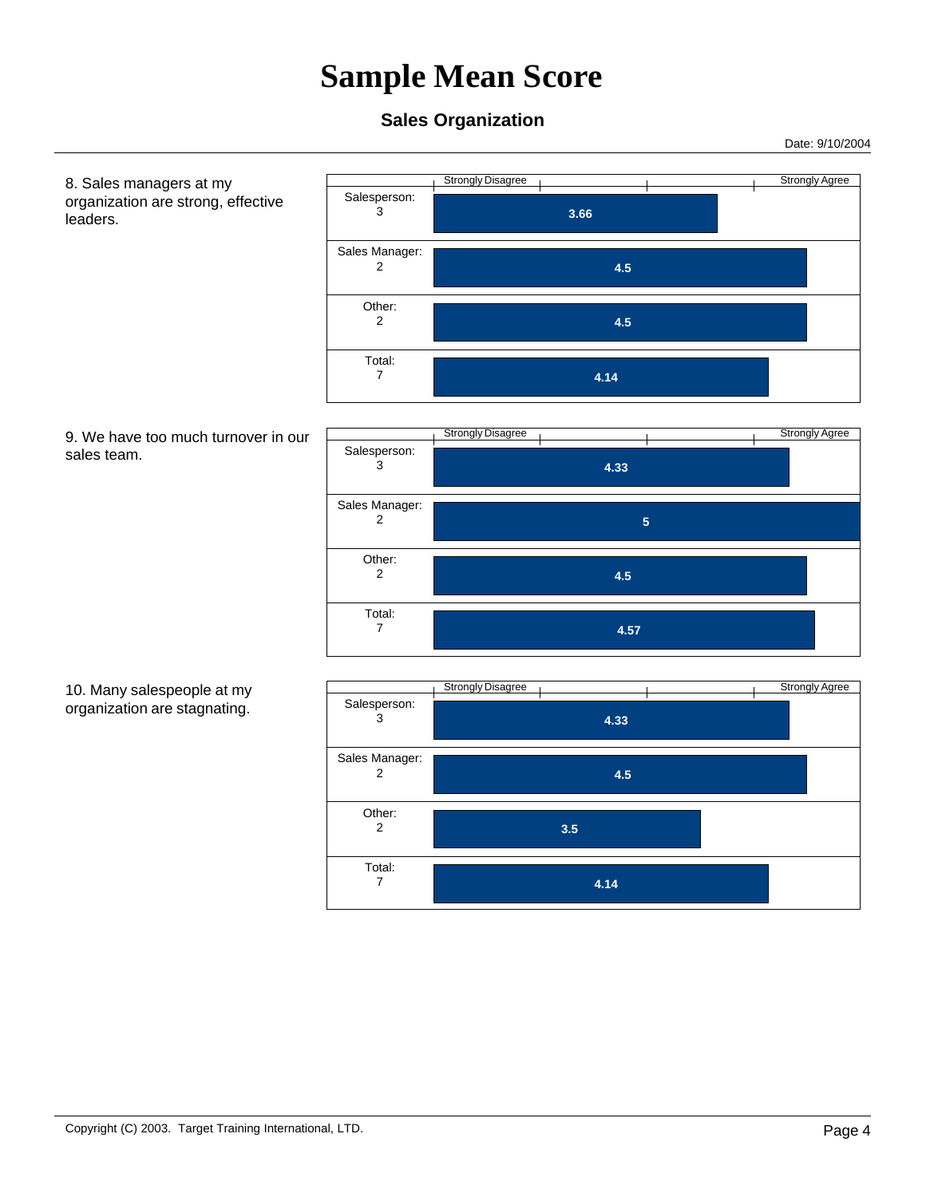# Sample Mean Score

### Sales Organization

Date: 9/10/2004

8. Sales managers at my organization are strong, effective leaders.

| Group (Strongly Disagree – Strongly Agree) | Mean Score |
|---|---|
| Salesperson: 3 | 3.66 |
| Sales Manager: 2 | 4.5 |
| Other: 2 | 4.5 |
| Total: 7 | 4.14 |

9. We have too much turnover in our sales team.

| Group (Strongly Disagree – Strongly Agree) | Mean Score |
|---|---|
| Salesperson: 3 | 4.33 |
| Sales Manager: 2 | 5 |
| Other: 2 | 4.5 |
| Total: 7 | 4.57 |

10. Many salespeople at my organization are stagnating.

| Group (Strongly Disagree – Strongly Agree) | Mean Score |
|---|---|
| Salesperson: 3 | 4.33 |
| Sales Manager: 2 | 4.5 |
| Other: 2 | 3.5 |
| Total: 7 | 4.14 |

Copyright (C) 2003. Target Training International, LTD.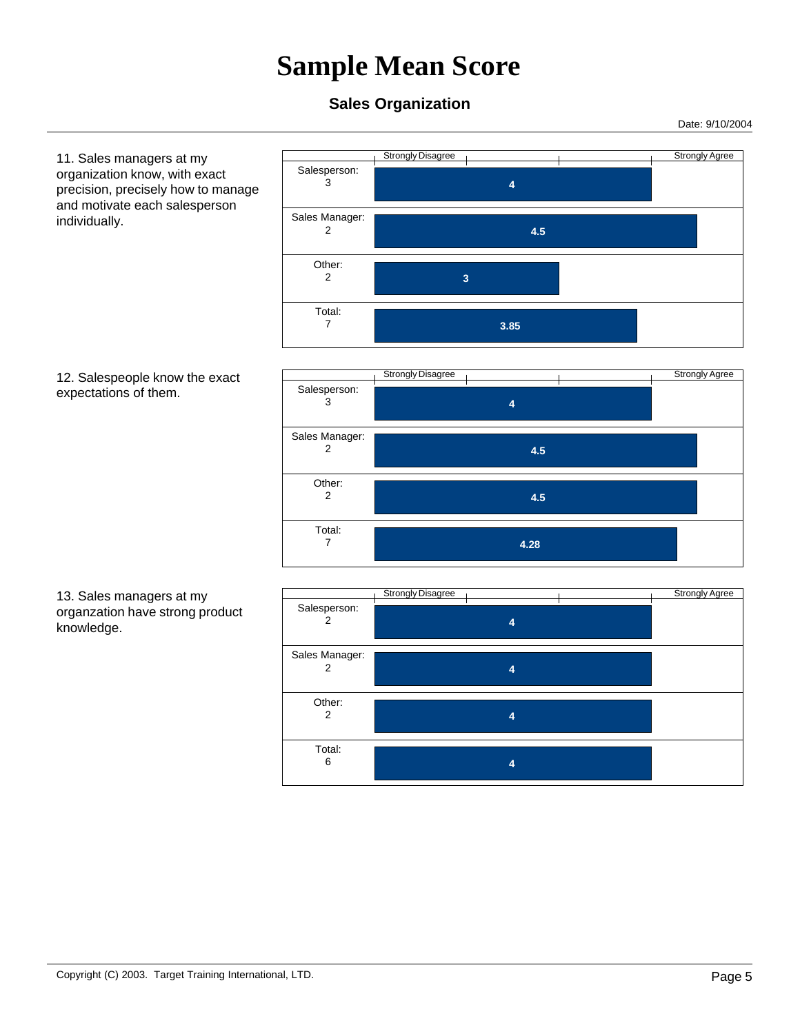# Sample Mean Score

### Sales Organization

Date: 9/10/2004

11. Sales managers at my organization know, with exact precision, precisely how to manage and motivate each salesperson individually.

| Group | Count | Mean Score (Strongly Disagree – Strongly Agree) |
|---|---|---|
| Salesperson: | 3 | 4 |
| Sales Manager: | 2 | 4.5 |
| Other: | 2 | 3 |
| Total: | 7 | 3.85 |

12. Salespeople know the exact expectations of them.

| Group | Count | Mean Score (Strongly Disagree – Strongly Agree) |
|---|---|---|
| Salesperson: | 3 | 4 |
| Sales Manager: | 2 | 4.5 |
| Other: | 2 | 4.5 |
| Total: | 7 | 4.28 |

13. Sales managers at my organzation have strong product knowledge.

| Group | Count | Mean Score (Strongly Disagree – Strongly Agree) |
|---|---|---|
| Salesperson: | 2 | 4 |
| Sales Manager: | 2 | 4 |
| Other: | 2 | 4 |
| Total: | 6 | 4 |

Copyright (C) 2003. Target Training International, LTD.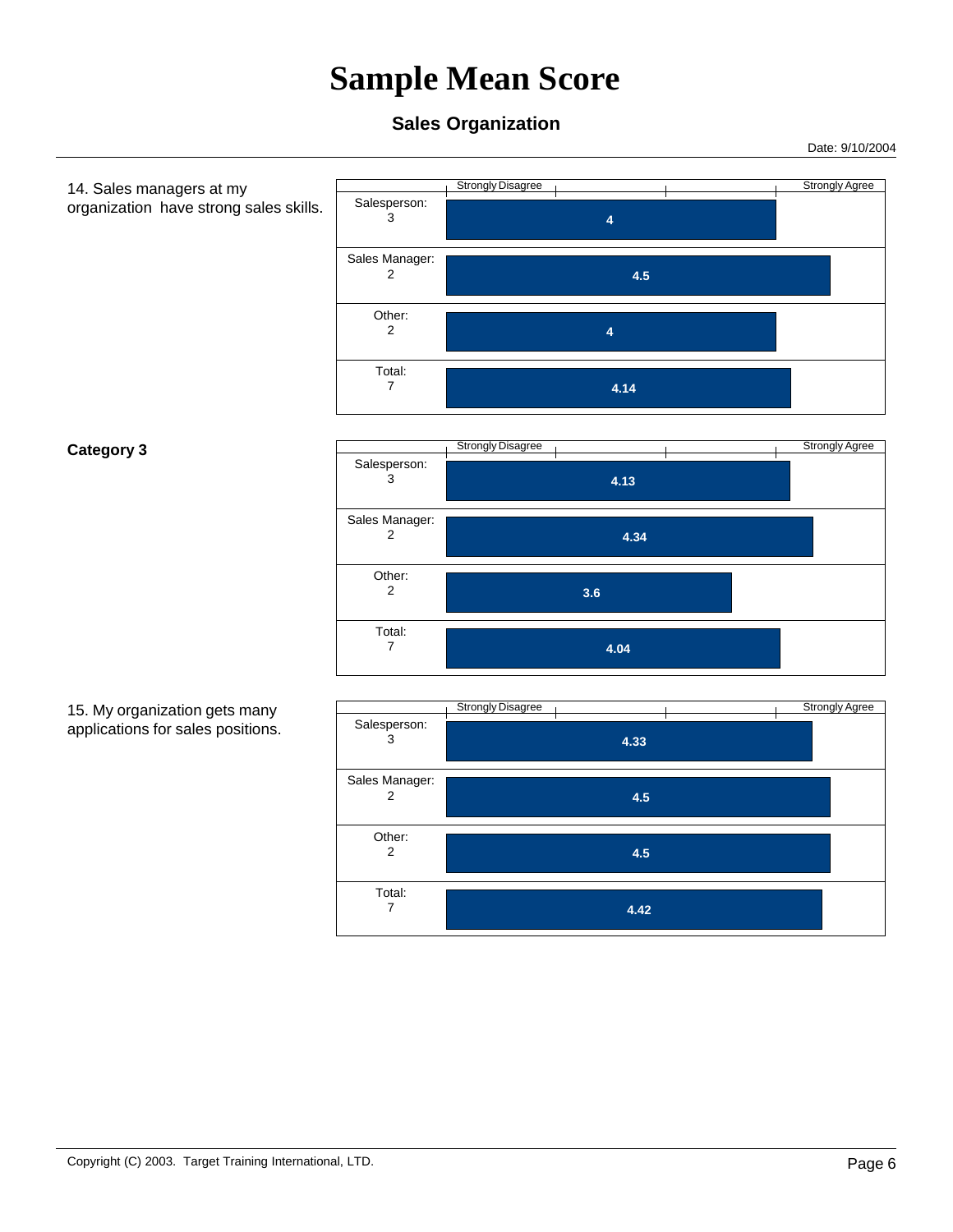# Sample Mean Score

## Sales Organization

Date: 9/10/2004

14. Sales managers at my organization have strong sales skills.

| Group | Mean Score (Strongly Disagree – Strongly Agree) |
|---|---|
| Salesperson: 3 | 4 |
| Sales Manager: 2 | 4.5 |
| Other: 2 | 4 |
| Total: 7 | 4.14 |

**Category 3**

| Group | Mean Score (Strongly Disagree – Strongly Agree) |
|---|---|
| Salesperson: 3 | 4.13 |
| Sales Manager: 2 | 4.34 |
| Other: 2 | 3.6 |
| Total: 7 | 4.04 |

15. My organization gets many applications for sales positions.

| Group | Mean Score (Strongly Disagree – Strongly Agree) |
|---|---|
| Salesperson: 3 | 4.33 |
| Sales Manager: 2 | 4.5 |
| Other: 2 | 4.5 |
| Total: 7 | 4.42 |

Copyright (C) 2003. Target Training International, LTD.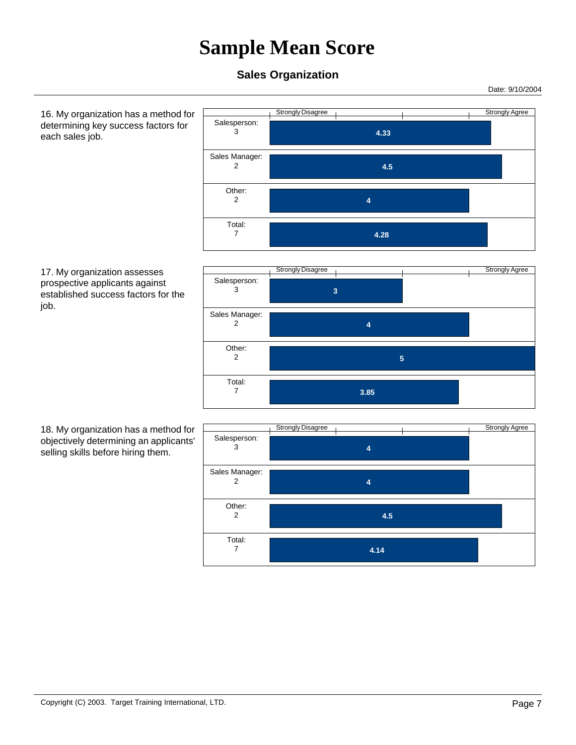# Sample Mean Score

## Sales Organization

Date: 9/10/2004

16. My organization has a method for determining key success factors for each sales job.

| Group | Mean (Strongly Disagree – Strongly Agree) |
|---|---|
| Salesperson: 3 | 4.33 |
| Sales Manager: 2 | 4.5 |
| Other: 2 | 4 |
| Total: 7 | 4.28 |

17. My organization assesses prospective applicants against established success factors for the job.

| Group | Mean (Strongly Disagree – Strongly Agree) |
|---|---|
| Salesperson: 3 | 3 |
| Sales Manager: 2 | 4 |
| Other: 2 | 5 |
| Total: 7 | 3.85 |

18. My organization has a method for objectively determining an applicants' selling skills before hiring them.

| Group | Mean (Strongly Disagree – Strongly Agree) |
|---|---|
| Salesperson: 3 | 4 |
| Sales Manager: 2 | 4 |
| Other: 2 | 4.5 |
| Total: 7 | 4.14 |

Copyright (C) 2003. Target Training International, LTD.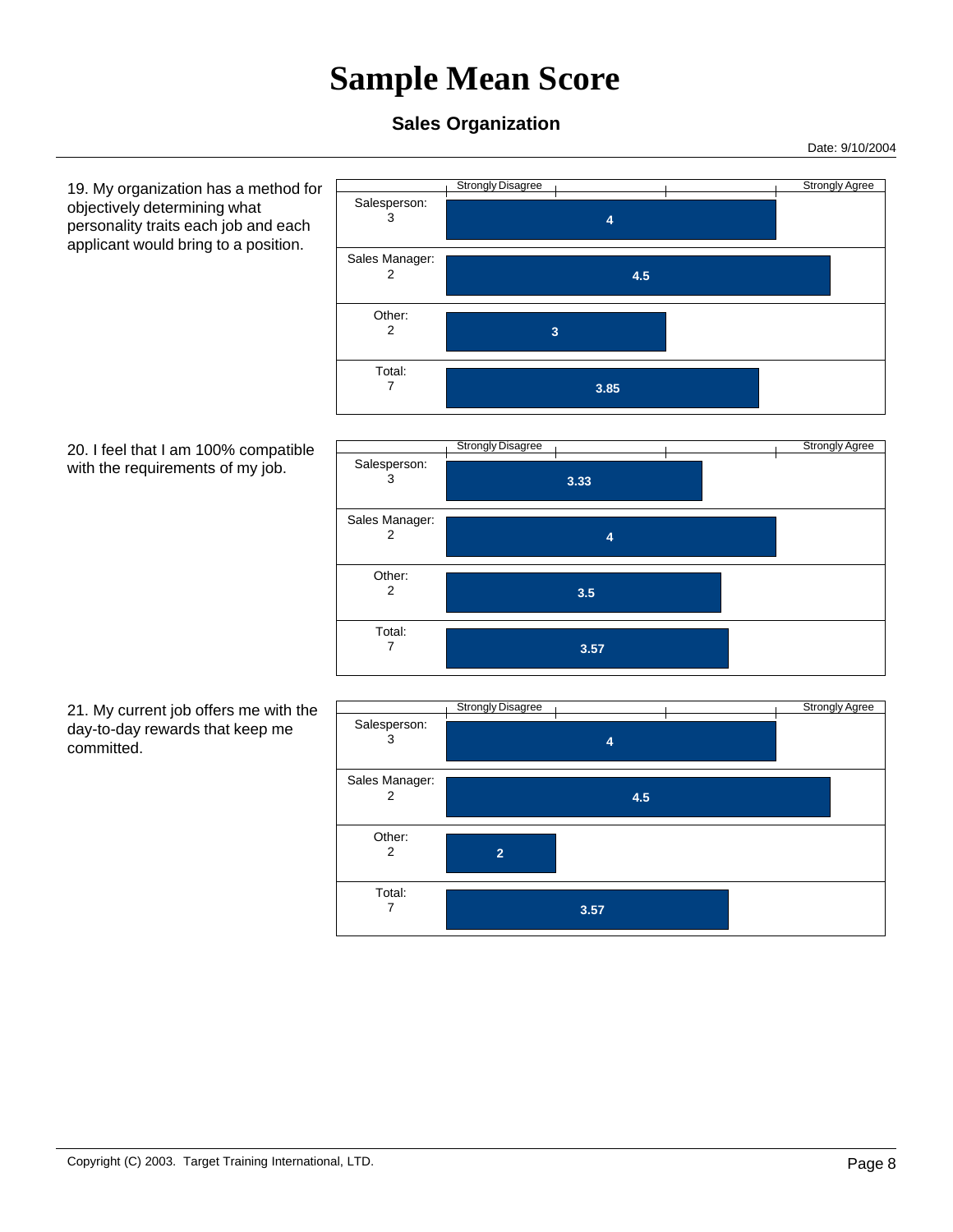# Sample Mean Score

### Sales Organization

Date: 9/10/2004

19. My organization has a method for objectively determining what personality traits each job and each applicant would bring to a position.

| Group | Mean (Strongly Disagree – Strongly Agree) |
|---|---|
| Salesperson: 3 | 4 |
| Sales Manager: 2 | 4.5 |
| Other: 2 | 3 |
| Total: 7 | 3.85 |

20. I feel that I am 100% compatible with the requirements of my job.

| Group | Mean (Strongly Disagree – Strongly Agree) |
|---|---|
| Salesperson: 3 | 3.33 |
| Sales Manager: 2 | 4 |
| Other: 2 | 3.5 |
| Total: 7 | 3.57 |

21. My current job offers me with the day-to-day rewards that keep me committed.

| Group | Mean (Strongly Disagree – Strongly Agree) |
|---|---|
| Salesperson: 3 | 4 |
| Sales Manager: 2 | 4.5 |
| Other: 2 | 2 |
| Total: 7 | 3.57 |

Copyright (C) 2003. Target Training International, LTD.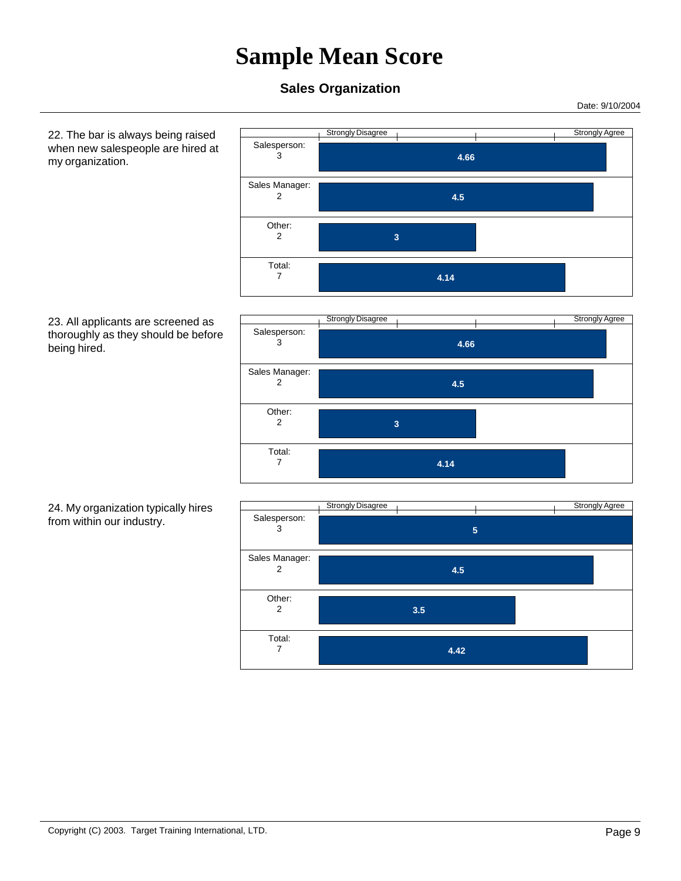# Sample Mean Score

## Sales Organization

Date: 9/10/2004

22. The bar is always being raised when new salespeople are hired at my organization.

| Group | Mean Score (Strongly Disagree – Strongly Agree) |
|---|---|
| Salesperson: 3 | 4.66 |
| Sales Manager: 2 | 4.5 |
| Other: 2 | 3 |
| Total: 7 | 4.14 |

23. All applicants are screened as thoroughly as they should be before being hired.

| Group | Mean Score (Strongly Disagree – Strongly Agree) |
|---|---|
| Salesperson: 3 | 4.66 |
| Sales Manager: 2 | 4.5 |
| Other: 2 | 3 |
| Total: 7 | 4.14 |

24. My organization typically hires from within our industry.

| Group | Mean Score (Strongly Disagree – Strongly Agree) |
|---|---|
| Salesperson: 3 | 5 |
| Sales Manager: 2 | 4.5 |
| Other: 2 | 3.5 |
| Total: 7 | 4.42 |

Copyright (C) 2003. Target Training International, LTD.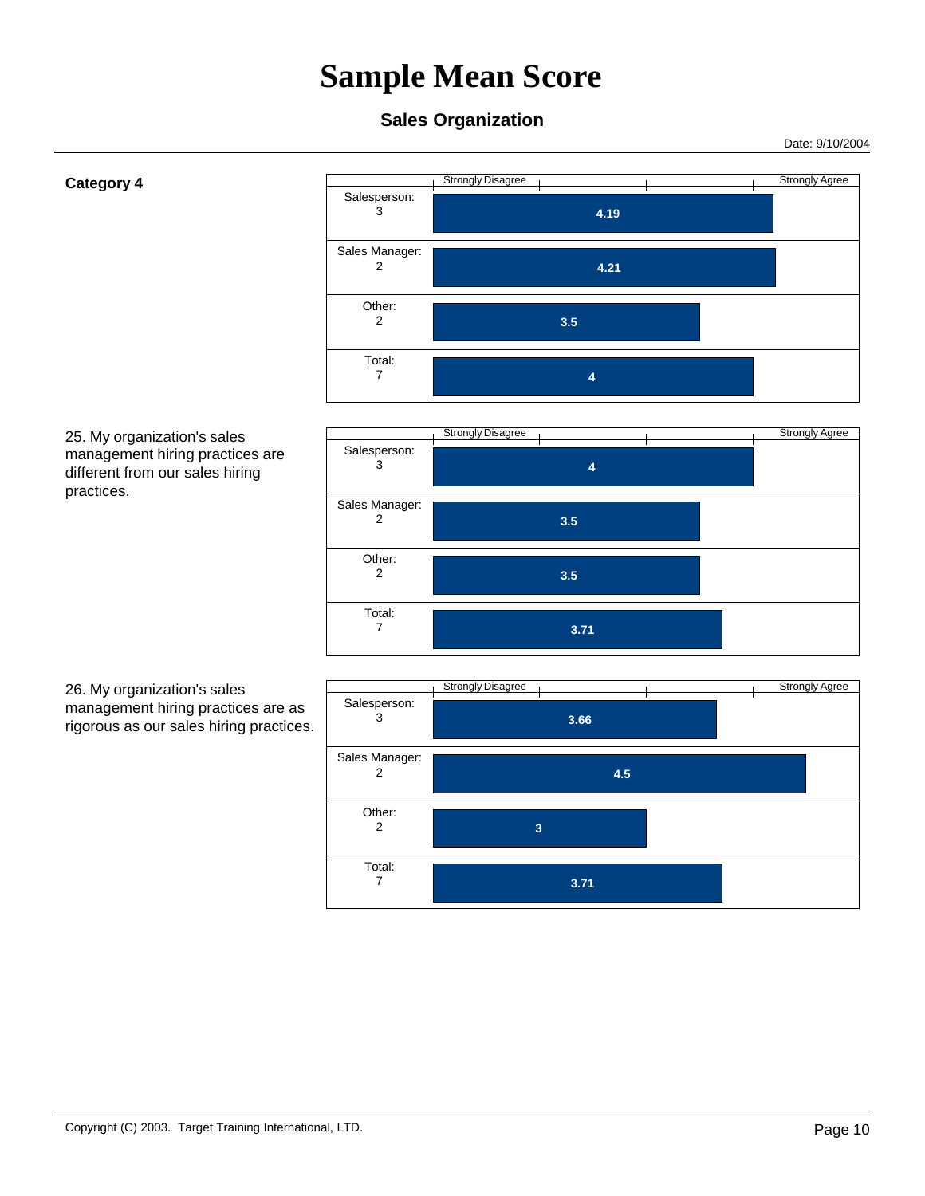# Sample Mean Score

### Sales Organization

Date: 9/10/2004

**Category 4**

| Group | Score (Strongly Disagree – Strongly Agree) |
|---|---|
| Salesperson: 3 | 4.19 |
| Sales Manager: 2 | 4.21 |
| Other: 2 | 3.5 |
| Total: 7 | 4 |

25. My organization's sales management hiring practices are different from our sales hiring practices.

| Group | Score (Strongly Disagree – Strongly Agree) |
|---|---|
| Salesperson: 3 | 4 |
| Sales Manager: 2 | 3.5 |
| Other: 2 | 3.5 |
| Total: 7 | 3.71 |

26. My organization's sales management hiring practices are as rigorous as our sales hiring practices.

| Group | Score (Strongly Disagree – Strongly Agree) |
|---|---|
| Salesperson: 3 | 3.66 |
| Sales Manager: 2 | 4.5 |
| Other: 2 | 3 |
| Total: 7 | 3.71 |

Copyright (C) 2003. Target Training International, LTD.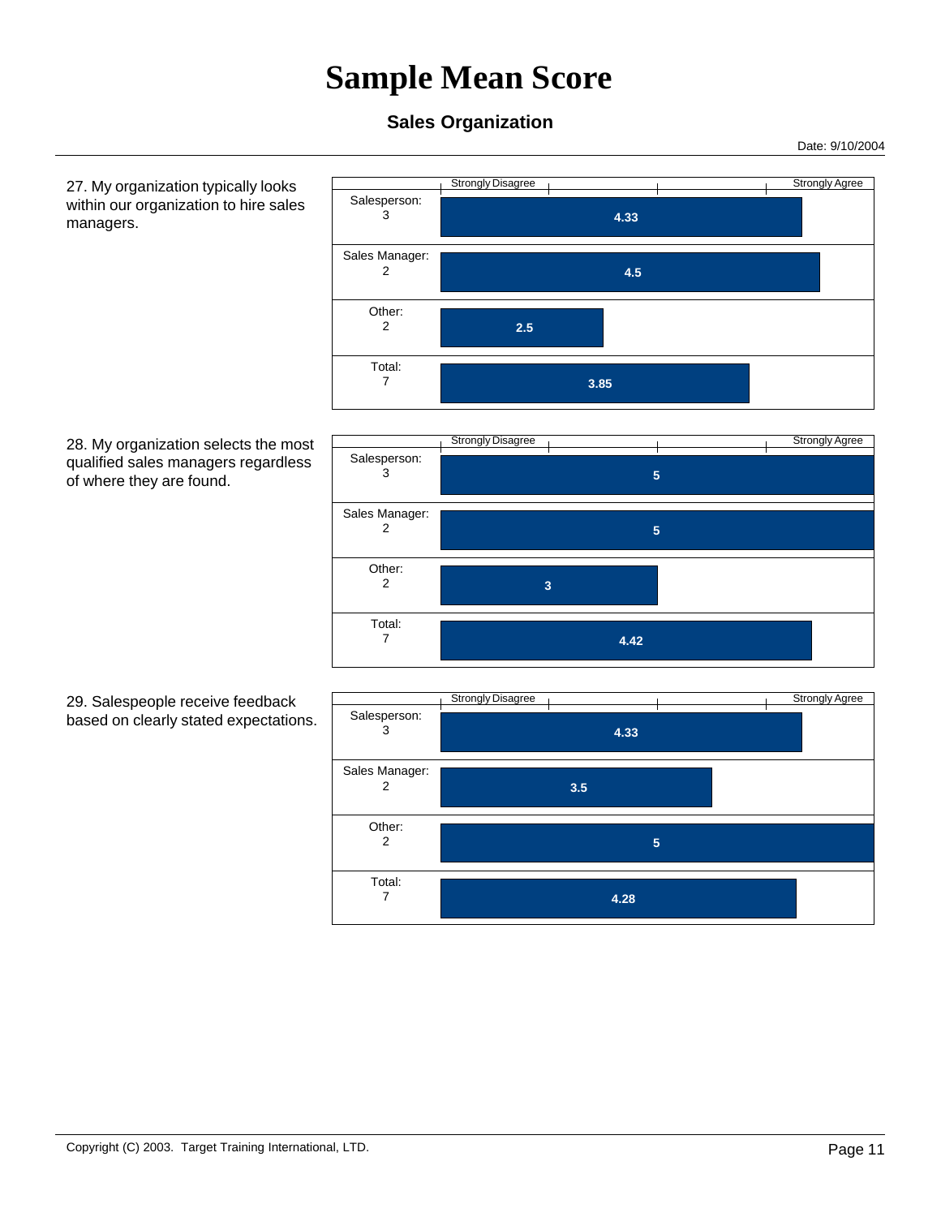# Sample Mean Score

### Sales Organization

Date: 9/10/2004

27. My organization typically looks within our organization to hire sales managers.

| Group | Mean Score (Strongly Disagree – Strongly Agree) |
|---|---|
| Salesperson: 3 | 4.33 |
| Sales Manager: 2 | 4.5 |
| Other: 2 | 2.5 |
| Total: 7 | 3.85 |

28. My organization selects the most qualified sales managers regardless of where they are found.

| Group | Mean Score (Strongly Disagree – Strongly Agree) |
|---|---|
| Salesperson: 3 | 5 |
| Sales Manager: 2 | 5 |
| Other: 2 | 3 |
| Total: 7 | 4.42 |

29. Salespeople receive feedback based on clearly stated expectations.

| Group | Mean Score (Strongly Disagree – Strongly Agree) |
|---|---|
| Salesperson: 3 | 4.33 |
| Sales Manager: 2 | 3.5 |
| Other: 2 | 5 |
| Total: 7 | 4.28 |

Copyright (C) 2003. Target Training International, LTD.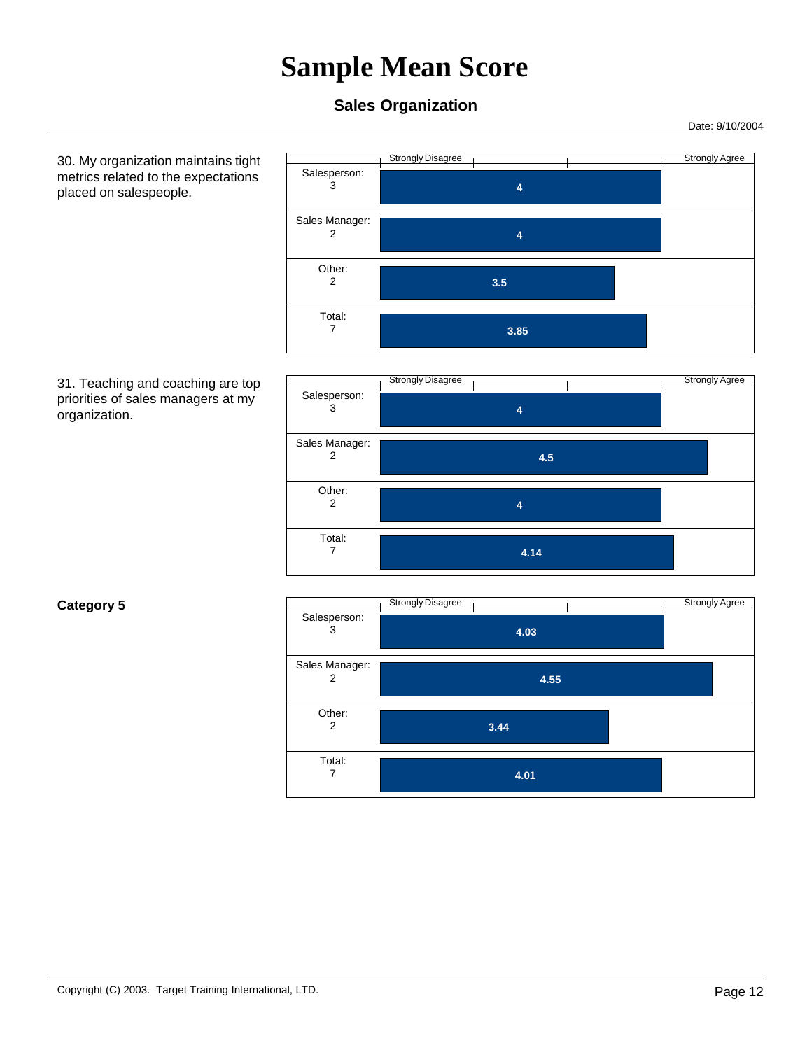# Sample Mean Score

## Sales Organization

Date: 9/10/2004

30. My organization maintains tight metrics related to the expectations placed on salespeople.

| Group | Mean Score (Strongly Disagree – Strongly Agree) |
|---|---|
| Salesperson: 3 | 4 |
| Sales Manager: 2 | 4 |
| Other: 2 | 3.5 |
| Total: 7 | 3.85 |

31. Teaching and coaching are top priorities of sales managers at my organization.

| Group | Mean Score (Strongly Disagree – Strongly Agree) |
|---|---|
| Salesperson: 3 | 4 |
| Sales Manager: 2 | 4.5 |
| Other: 2 | 4 |
| Total: 7 | 4.14 |

**Category 5**

| Group | Mean Score (Strongly Disagree – Strongly Agree) |
|---|---|
| Salesperson: 3 | 4.03 |
| Sales Manager: 2 | 4.55 |
| Other: 2 | 3.44 |
| Total: 7 | 4.01 |

Copyright (C) 2003. Target Training International, LTD.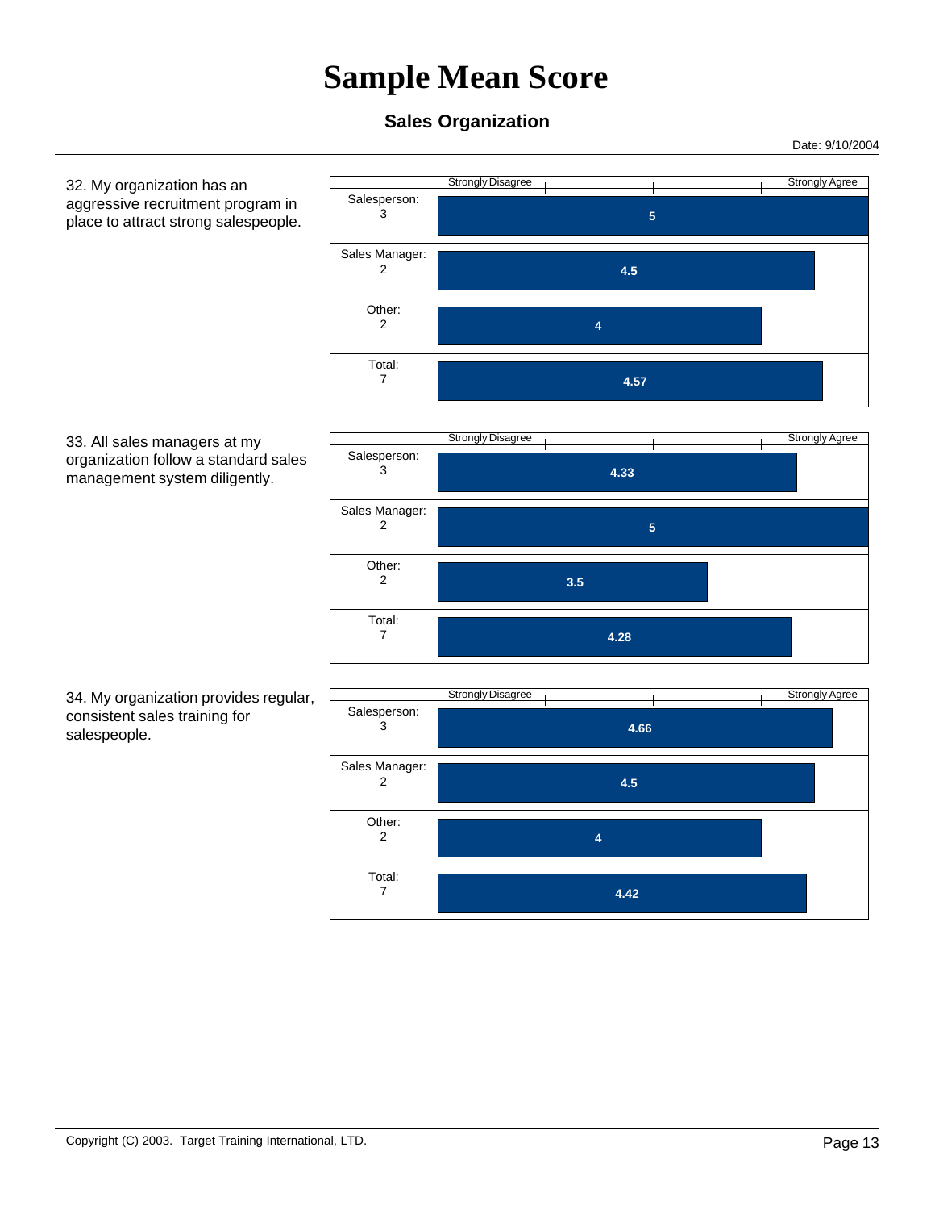# Sample Mean Score

## Sales Organization

Date: 9/10/2004

32. My organization has an aggressive recruitment program in place to attract strong salespeople.

| Respondent | Mean Score (Strongly Disagree – Strongly Agree) |
|---|---|
| Salesperson: 3 | 5 |
| Sales Manager: 2 | 4.5 |
| Other: 2 | 4 |
| Total: 7 | 4.57 |

33. All sales managers at my organization follow a standard sales management system diligently.

| Respondent | Mean Score (Strongly Disagree – Strongly Agree) |
|---|---|
| Salesperson: 3 | 4.33 |
| Sales Manager: 2 | 5 |
| Other: 2 | 3.5 |
| Total: 7 | 4.28 |

34. My organization provides regular, consistent sales training for salespeople.

| Respondent | Mean Score (Strongly Disagree – Strongly Agree) |
|---|---|
| Salesperson: 3 | 4.66 |
| Sales Manager: 2 | 4.5 |
| Other: 2 | 4 |
| Total: 7 | 4.42 |

Copyright (C) 2003. Target Training International, LTD.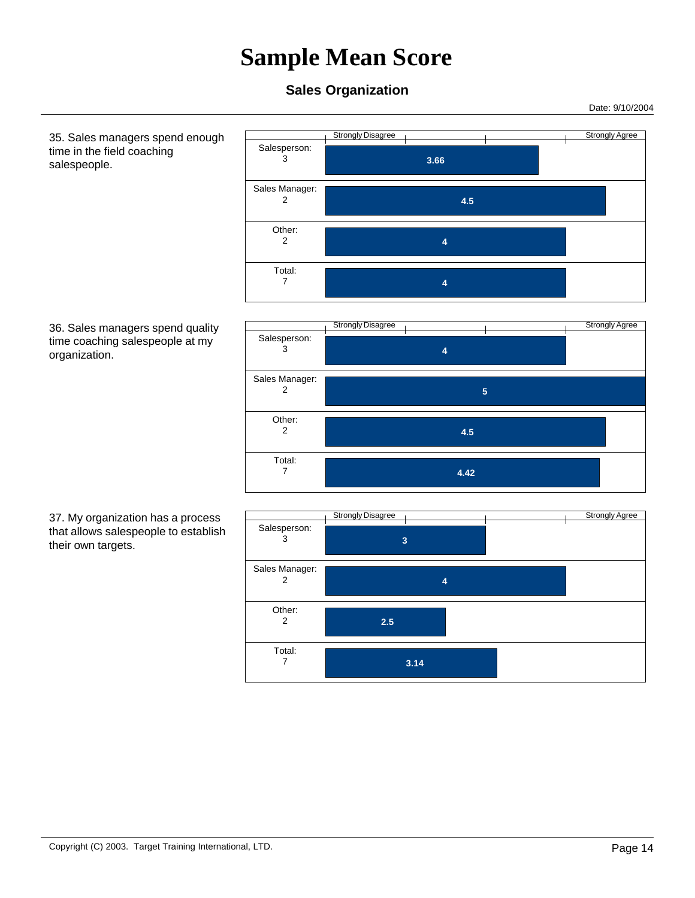# Sample Mean Score

### Sales Organization

Date: 9/10/2004

35. Sales managers spend enough time in the field coaching salespeople.

| Group | Mean (Strongly Disagree – Strongly Agree) |
|---|---|
| Salesperson: 3 | 3.66 |
| Sales Manager: 2 | 4.5 |
| Other: 2 | 4 |
| Total: 7 | 4 |

36. Sales managers spend quality time coaching salespeople at my organization.

| Group | Mean (Strongly Disagree – Strongly Agree) |
|---|---|
| Salesperson: 3 | 4 |
| Sales Manager: 2 | 5 |
| Other: 2 | 4.5 |
| Total: 7 | 4.42 |

37. My organization has a process that allows salespeople to establish their own targets.

| Group | Mean (Strongly Disagree – Strongly Agree) |
|---|---|
| Salesperson: 3 | 3 |
| Sales Manager: 2 | 4 |
| Other: 2 | 2.5 |
| Total: 7 | 3.14 |

Copyright (C) 2003. Target Training International, LTD.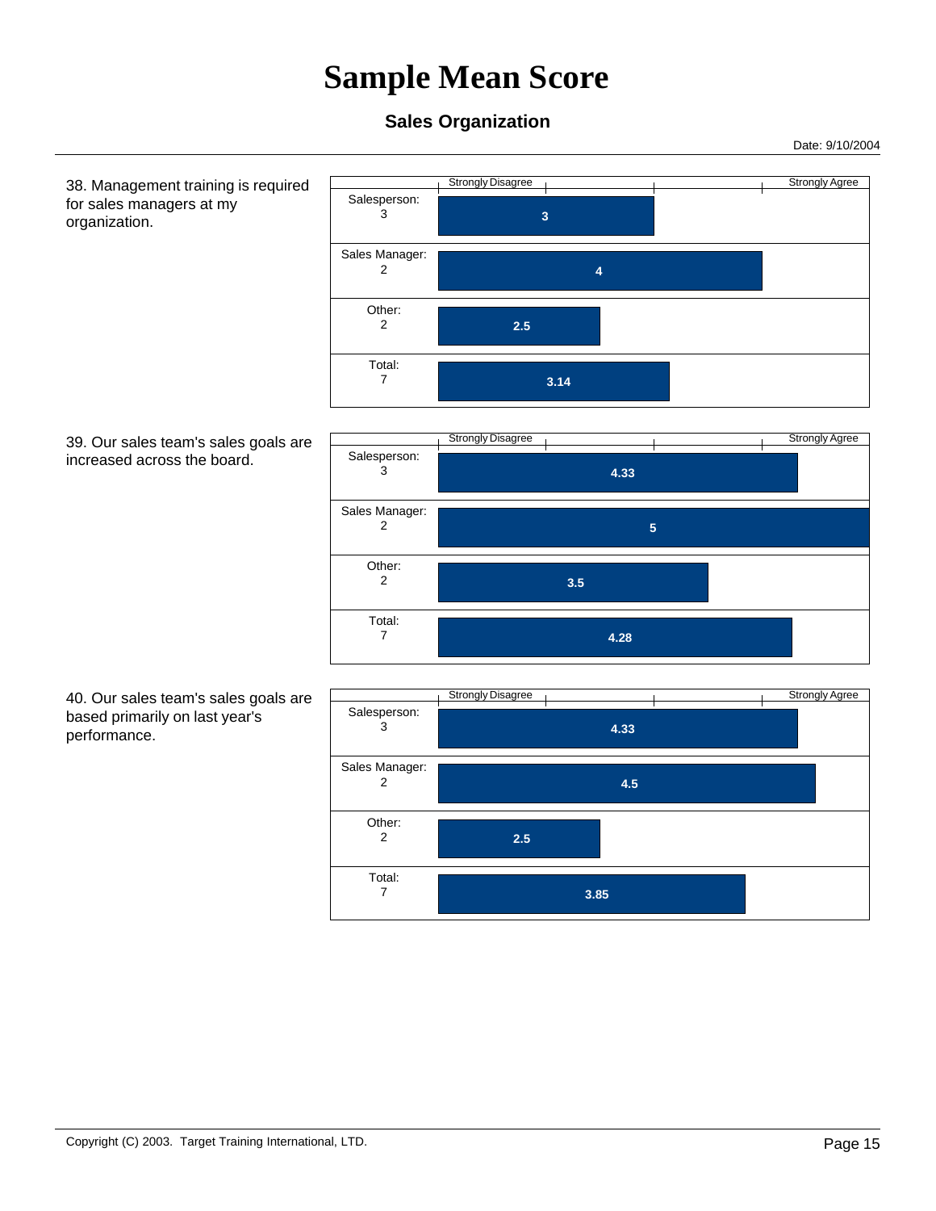# Sample Mean Score

### Sales Organization

Date: 9/10/2004

38. Management training is required for sales managers at my organization.

| Group | Mean Score (Strongly Disagree – Strongly Agree) |
|---|---|
| Salesperson: 3 | 3 |
| Sales Manager: 2 | 4 |
| Other: 2 | 2.5 |
| Total: 7 | 3.14 |

39. Our sales team's sales goals are increased across the board.

| Group | Mean Score (Strongly Disagree – Strongly Agree) |
|---|---|
| Salesperson: 3 | 4.33 |
| Sales Manager: 2 | 5 |
| Other: 2 | 3.5 |
| Total: 7 | 4.28 |

40. Our sales team's sales goals are based primarily on last year's performance.

| Group | Mean Score (Strongly Disagree – Strongly Agree) |
|---|---|
| Salesperson: 3 | 4.33 |
| Sales Manager: 2 | 4.5 |
| Other: 2 | 2.5 |
| Total: 7 | 3.85 |

Copyright (C) 2003. Target Training International, LTD.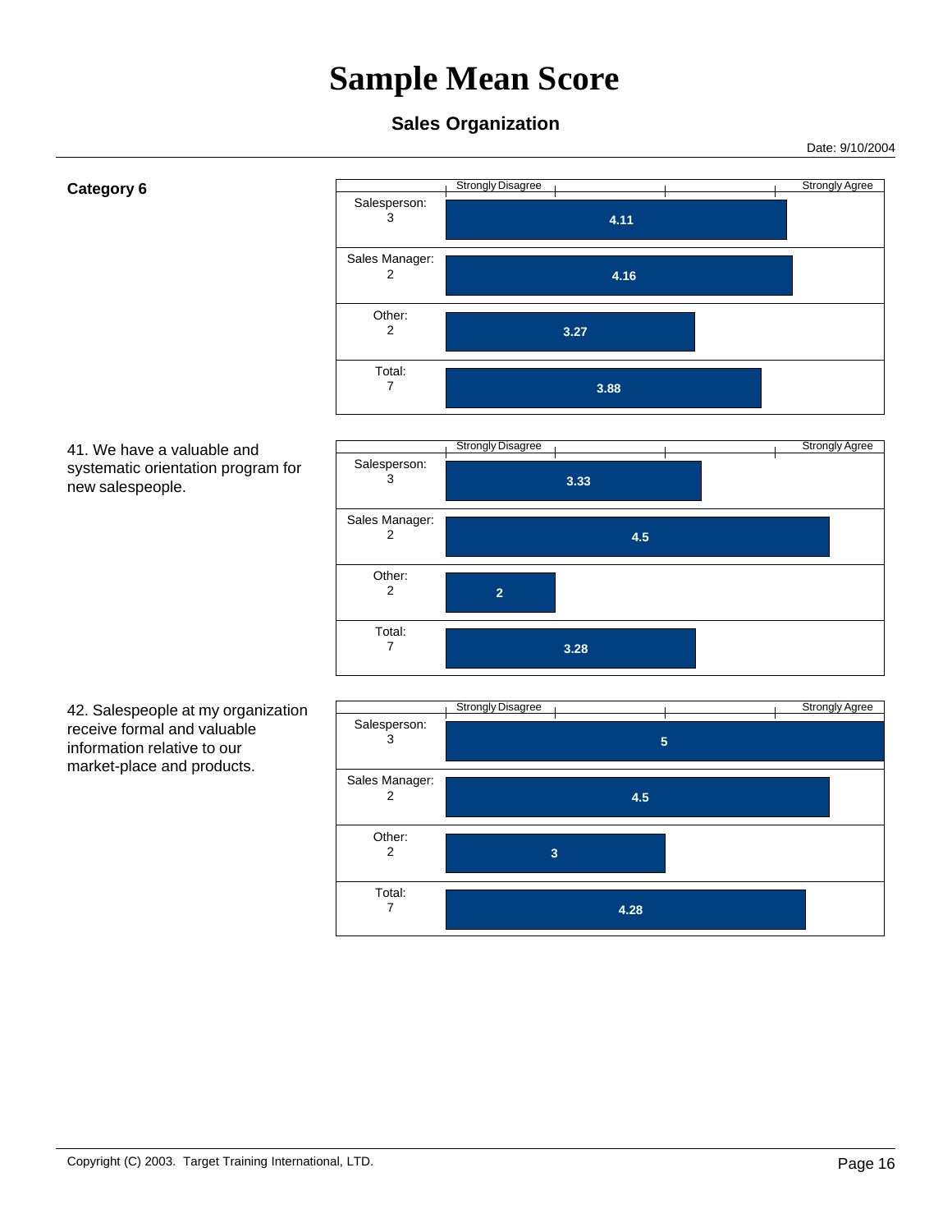# Sample Mean Score

### Sales Organization

Date: 9/10/2004

**Category 6**

| Group | Score (Strongly Disagree – Strongly Agree) |
|---|---|
| Salesperson: 3 | 4.11 |
| Sales Manager: 2 | 4.16 |
| Other: 2 | 3.27 |
| Total: 7 | 3.88 |

41. We have a valuable and systematic orientation program for new salespeople.

| Group | Score (Strongly Disagree – Strongly Agree) |
|---|---|
| Salesperson: 3 | 3.33 |
| Sales Manager: 2 | 4.5 |
| Other: 2 | 2 |
| Total: 7 | 3.28 |

42. Salespeople at my organization receive formal and valuable information relative to our market-place and products.

| Group | Score (Strongly Disagree – Strongly Agree) |
|---|---|
| Salesperson: 3 | 5 |
| Sales Manager: 2 | 4.5 |
| Other: 2 | 3 |
| Total: 7 | 4.28 |

Copyright (C) 2003. Target Training International, LTD.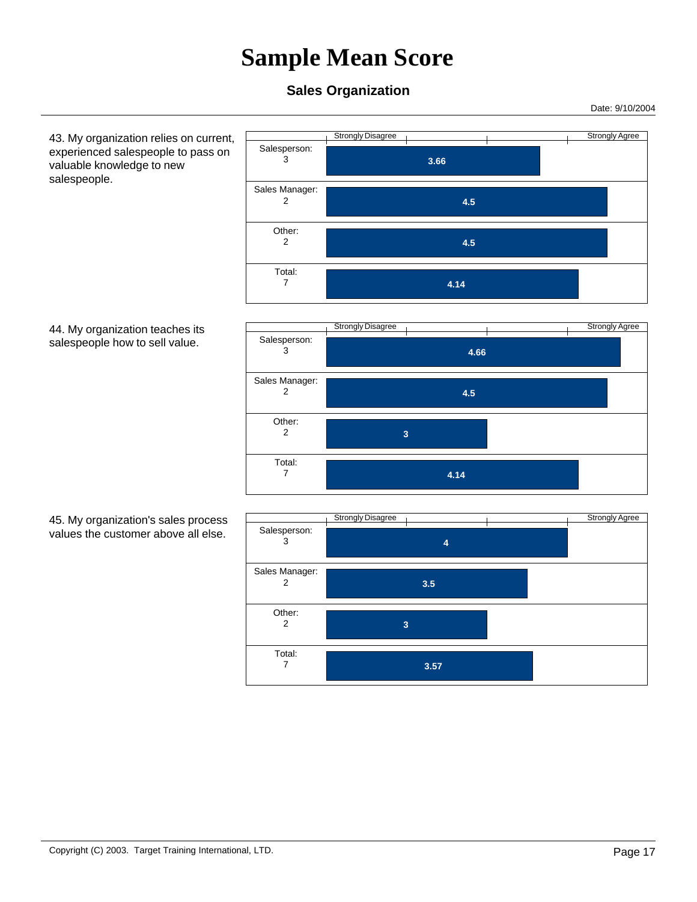# Sample Mean Score

## Sales Organization

Date: 9/10/2004

43. My organization relies on current, experienced salespeople to pass on valuable knowledge to new salespeople.

| Group | Mean Score (Strongly Disagree – Strongly Agree) |
|---|---|
| Salesperson: 3 | 3.66 |
| Sales Manager: 2 | 4.5 |
| Other: 2 | 4.5 |
| Total: 7 | 4.14 |

44. My organization teaches its salespeople how to sell value.

| Group | Mean Score (Strongly Disagree – Strongly Agree) |
|---|---|
| Salesperson: 3 | 4.66 |
| Sales Manager: 2 | 4.5 |
| Other: 2 | 3 |
| Total: 7 | 4.14 |

45. My organization's sales process values the customer above all else.

| Group | Mean Score (Strongly Disagree – Strongly Agree) |
|---|---|
| Salesperson: 3 | 4 |
| Sales Manager: 2 | 3.5 |
| Other: 2 | 3 |
| Total: 7 | 3.57 |

Copyright (C) 2003. Target Training International, LTD.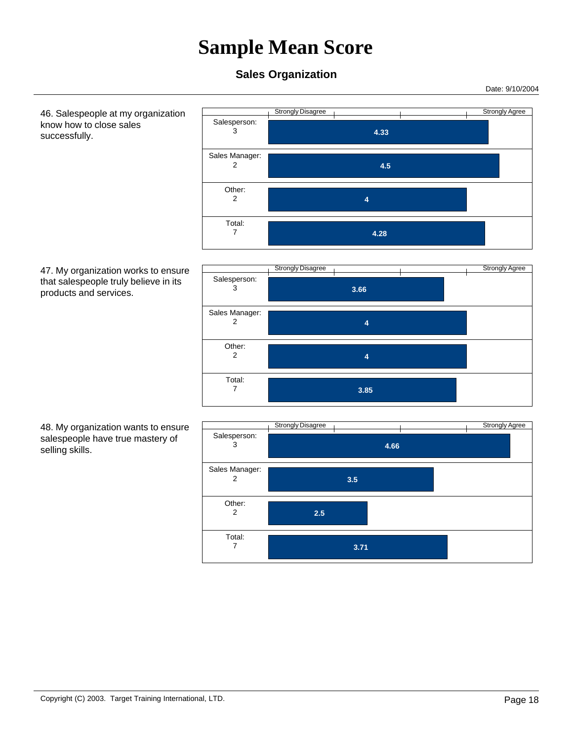# Sample Mean Score

## Sales Organization

Date: 9/10/2004

46. Salespeople at my organization know how to close sales successfully.

| Group | Mean Score (Strongly Disagree – Strongly Agree) |
|---|---|
| Salesperson: 3 | 4.33 |
| Sales Manager: 2 | 4.5 |
| Other: 2 | 4 |
| Total: 7 | 4.28 |

47. My organization works to ensure that salespeople truly believe in its products and services.

| Group | Mean Score (Strongly Disagree – Strongly Agree) |
|---|---|
| Salesperson: 3 | 3.66 |
| Sales Manager: 2 | 4 |
| Other: 2 | 4 |
| Total: 7 | 3.85 |

48. My organization wants to ensure salespeople have true mastery of selling skills.

| Group | Mean Score (Strongly Disagree – Strongly Agree) |
|---|---|
| Salesperson: 3 | 4.66 |
| Sales Manager: 2 | 3.5 |
| Other: 2 | 2.5 |
| Total: 7 | 3.71 |

Copyright (C) 2003. Target Training International, LTD.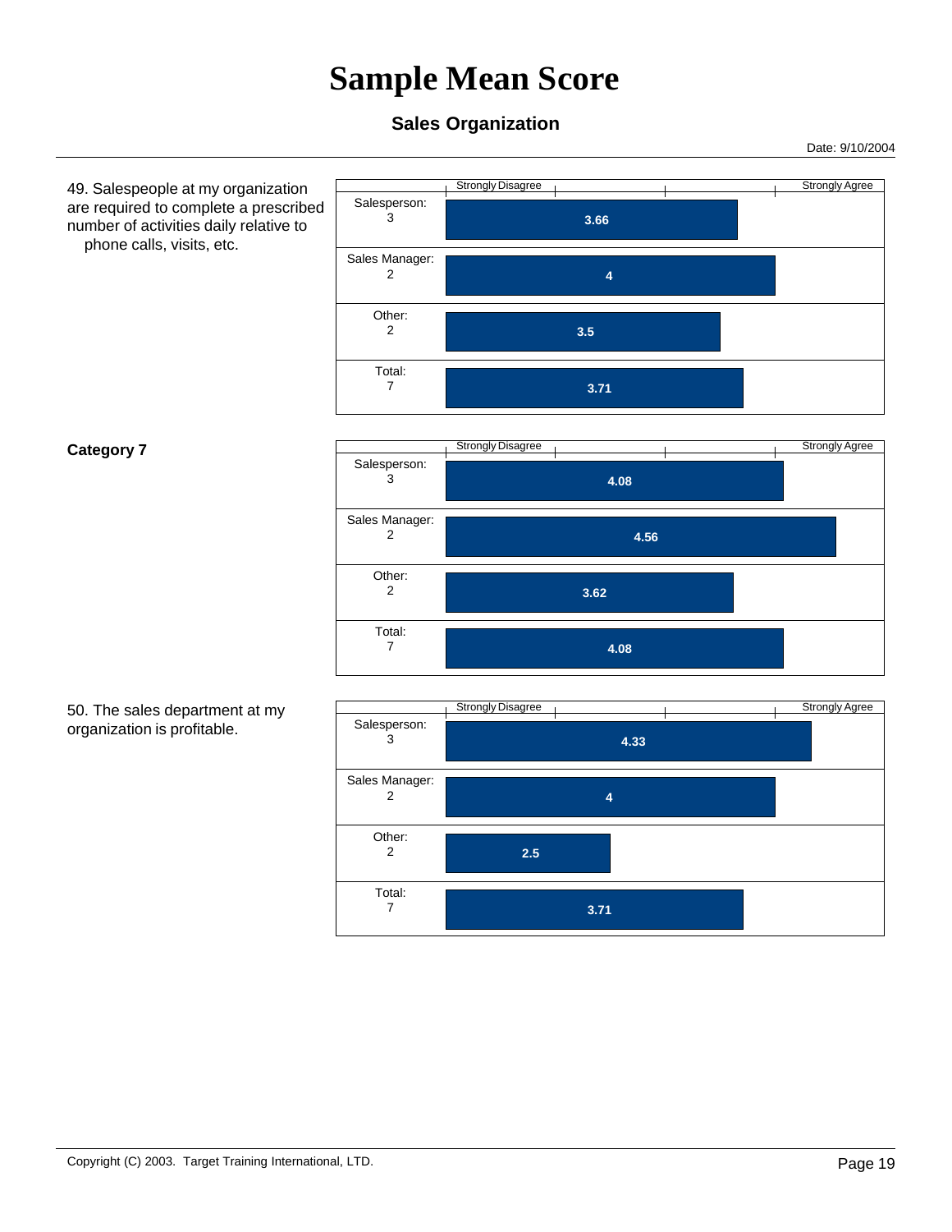# Sample Mean Score

### Sales Organization

Date: 9/10/2004

49. Salespeople at my organization are required to complete a prescribed number of activities daily relative to phone calls, visits, etc.

| Group | Mean Score (Strongly Disagree – Strongly Agree) |
|---|---|
| Salesperson: 3 | 3.66 |
| Sales Manager: 2 | 4 |
| Other: 2 | 3.5 |
| Total: 7 | 3.71 |

**Category 7**

| Group | Mean Score (Strongly Disagree – Strongly Agree) |
|---|---|
| Salesperson: 3 | 4.08 |
| Sales Manager: 2 | 4.56 |
| Other: 2 | 3.62 |
| Total: 7 | 4.08 |

50. The sales department at my organization is profitable.

| Group | Mean Score (Strongly Disagree – Strongly Agree) |
|---|---|
| Salesperson: 3 | 4.33 |
| Sales Manager: 2 | 4 |
| Other: 2 | 2.5 |
| Total: 7 | 3.71 |

Copyright (C) 2003. Target Training International, LTD.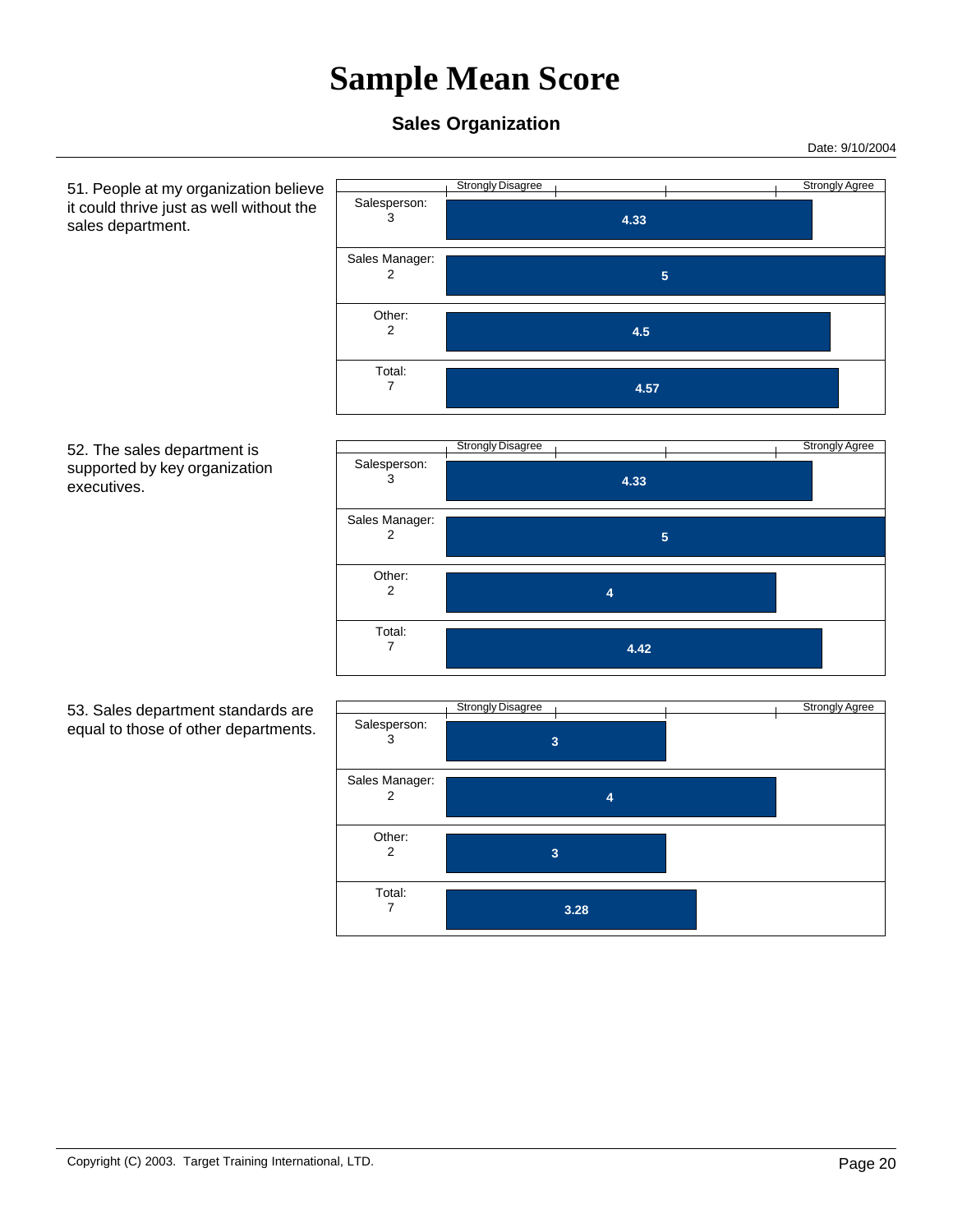# Sample Mean Score

## Sales Organization

Date: 9/10/2004

51. People at my organization believe it could thrive just as well without the sales department.

| Group | Score (Strongly Disagree – Strongly Agree) |
|---|---|
| Salesperson: 3 | 4.33 |
| Sales Manager: 2 | 5 |
| Other: 2 | 4.5 |
| Total: 7 | 4.57 |

52. The sales department is supported by key organization executives.

| Group | Score (Strongly Disagree – Strongly Agree) |
|---|---|
| Salesperson: 3 | 4.33 |
| Sales Manager: 2 | 5 |
| Other: 2 | 4 |
| Total: 7 | 4.42 |

53. Sales department standards are equal to those of other departments.

| Group | Score (Strongly Disagree – Strongly Agree) |
|---|---|
| Salesperson: 3 | 3 |
| Sales Manager: 2 | 4 |
| Other: 2 | 3 |
| Total: 7 | 3.28 |

Copyright (C) 2003. Target Training International, LTD.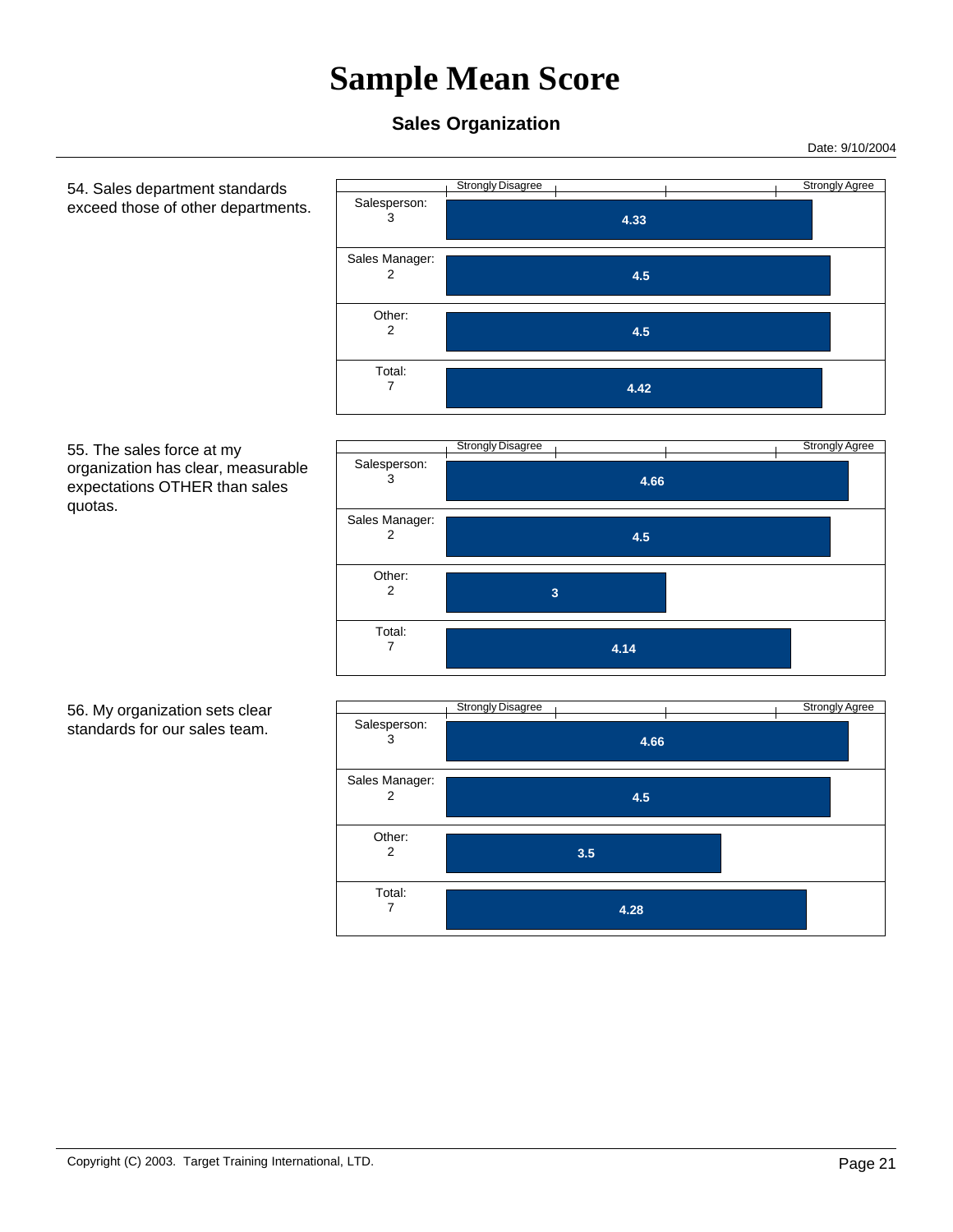# Sample Mean Score

### Sales Organization

Date: 9/10/2004

54. Sales department standards exceed those of other departments.

| Group | Mean Score (Strongly Disagree – Strongly Agree) |
|---|---|
| Salesperson: 3 | 4.33 |
| Sales Manager: 2 | 4.5 |
| Other: 2 | 4.5 |
| Total: 7 | 4.42 |

55. The sales force at my organization has clear, measurable expectations OTHER than sales quotas.

| Group | Mean Score (Strongly Disagree – Strongly Agree) |
|---|---|
| Salesperson: 3 | 4.66 |
| Sales Manager: 2 | 4.5 |
| Other: 2 | 3 |
| Total: 7 | 4.14 |

56. My organization sets clear standards for our sales team.

| Group | Mean Score (Strongly Disagree – Strongly Agree) |
|---|---|
| Salesperson: 3 | 4.66 |
| Sales Manager: 2 | 4.5 |
| Other: 2 | 3.5 |
| Total: 7 | 4.28 |

Copyright (C) 2003. Target Training International, LTD.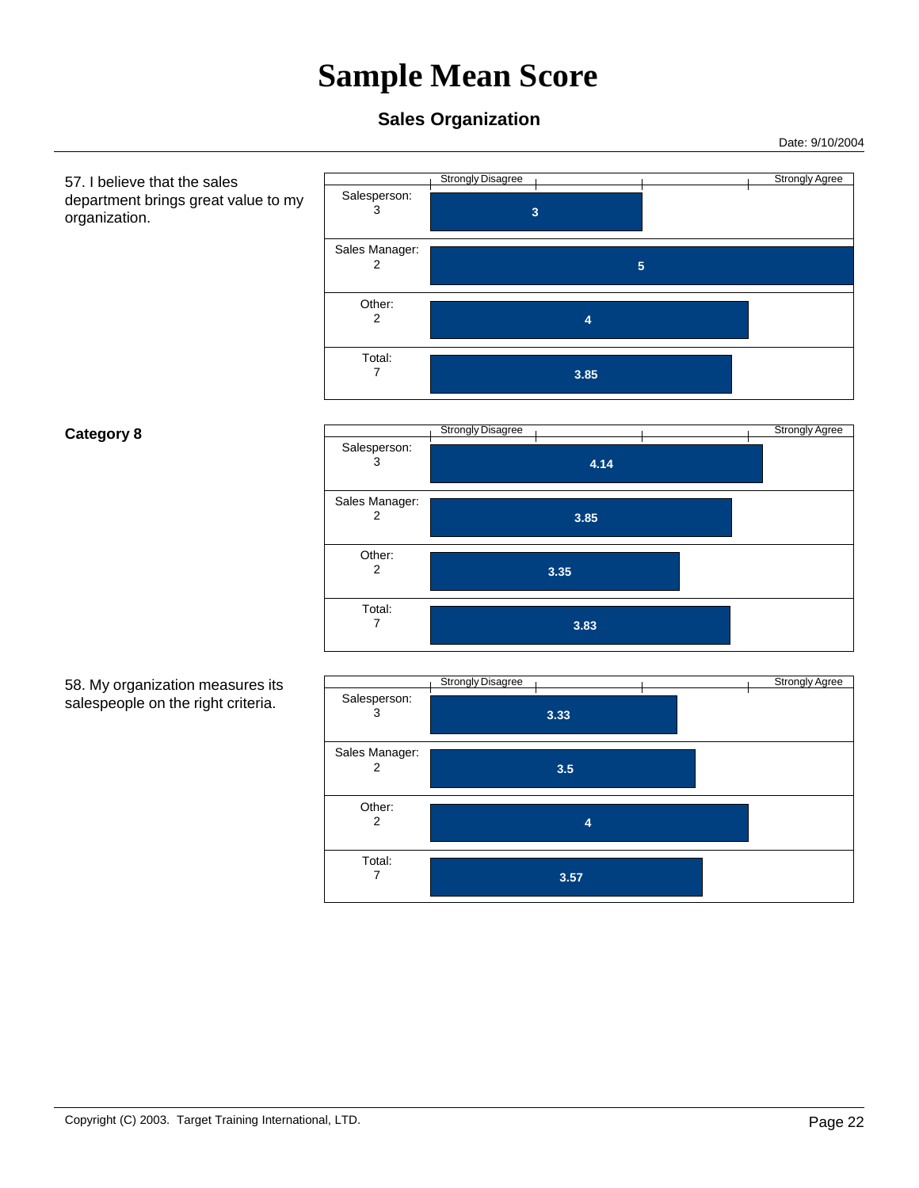# Sample Mean Score

## Sales Organization

Date: 9/10/2004

57. I believe that the sales department brings great value to my organization.

| Group | Mean Score (Strongly Disagree – Strongly Agree) |
| --- | --- |
| Salesperson: 3 | 3 |
| Sales Manager: 2 | 5 |
| Other: 2 | 4 |
| Total: 7 | 3.85 |

**Category 8**

| Group | Mean Score (Strongly Disagree – Strongly Agree) |
| --- | --- |
| Salesperson: 3 | 4.14 |
| Sales Manager: 2 | 3.85 |
| Other: 2 | 3.35 |
| Total: 7 | 3.83 |

58. My organization measures its salespeople on the right criteria.

| Group | Mean Score (Strongly Disagree – Strongly Agree) |
| --- | --- |
| Salesperson: 3 | 3.33 |
| Sales Manager: 2 | 3.5 |
| Other: 2 | 4 |
| Total: 7 | 3.57 |

Copyright (C) 2003. Target Training International, LTD.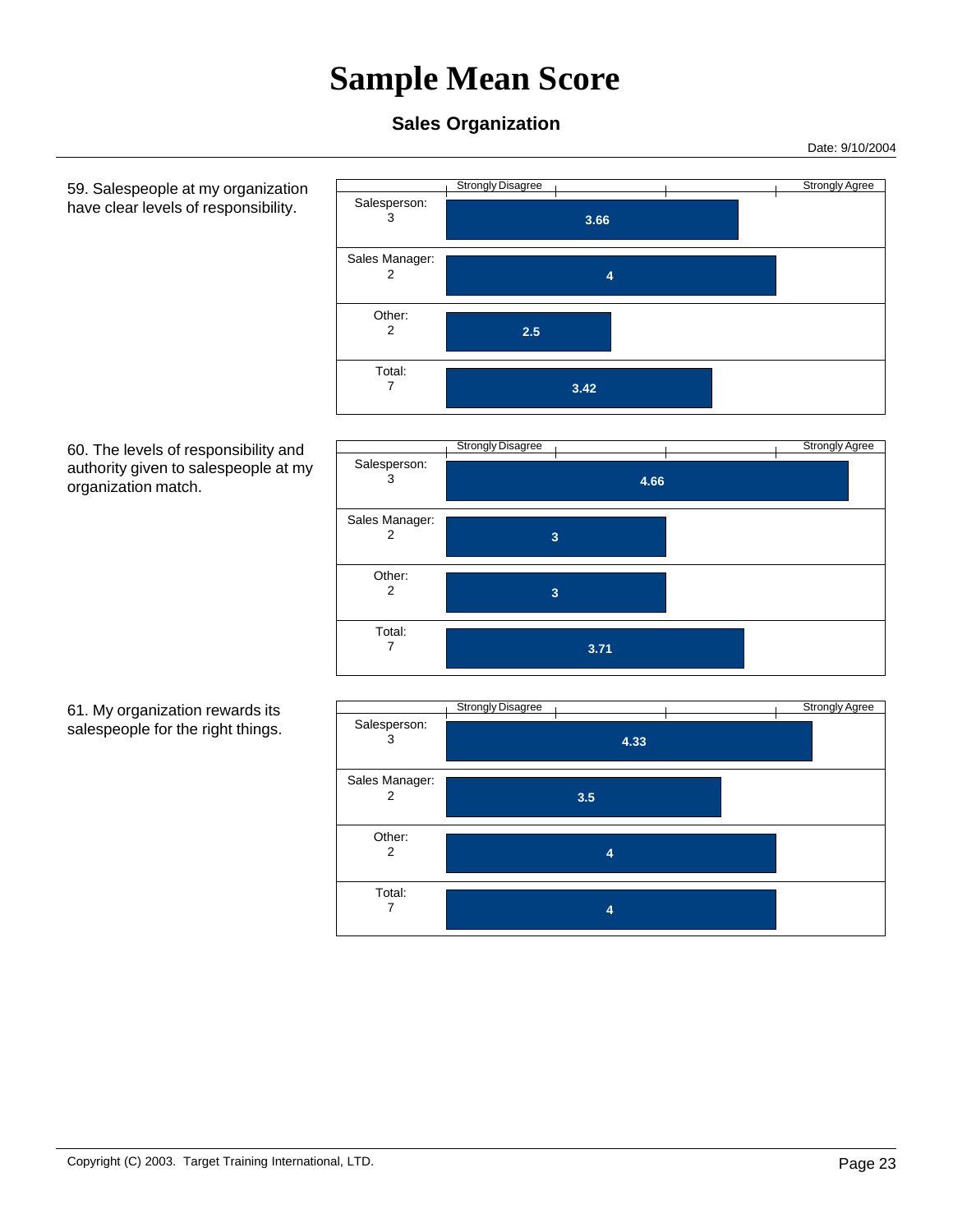# Sample Mean Score

## Sales Organization

Date: 9/10/2004

59. Salespeople at my organization have clear levels of responsibility.

| Group | Mean Score (Strongly Disagree – Strongly Agree) |
|---|---|
| Salesperson: 3 | 3.66 |
| Sales Manager: 2 | 4 |
| Other: 2 | 2.5 |
| Total: 7 | 3.42 |

60. The levels of responsibility and authority given to salespeople at my organization match.

| Group | Mean Score (Strongly Disagree – Strongly Agree) |
|---|---|
| Salesperson: 3 | 4.66 |
| Sales Manager: 2 | 3 |
| Other: 2 | 3 |
| Total: 7 | 3.71 |

61. My organization rewards its salespeople for the right things.

| Group | Mean Score (Strongly Disagree – Strongly Agree) |
|---|---|
| Salesperson: 3 | 4.33 |
| Sales Manager: 2 | 3.5 |
| Other: 2 | 4 |
| Total: 7 | 4 |

Copyright (C) 2003. Target Training International, LTD.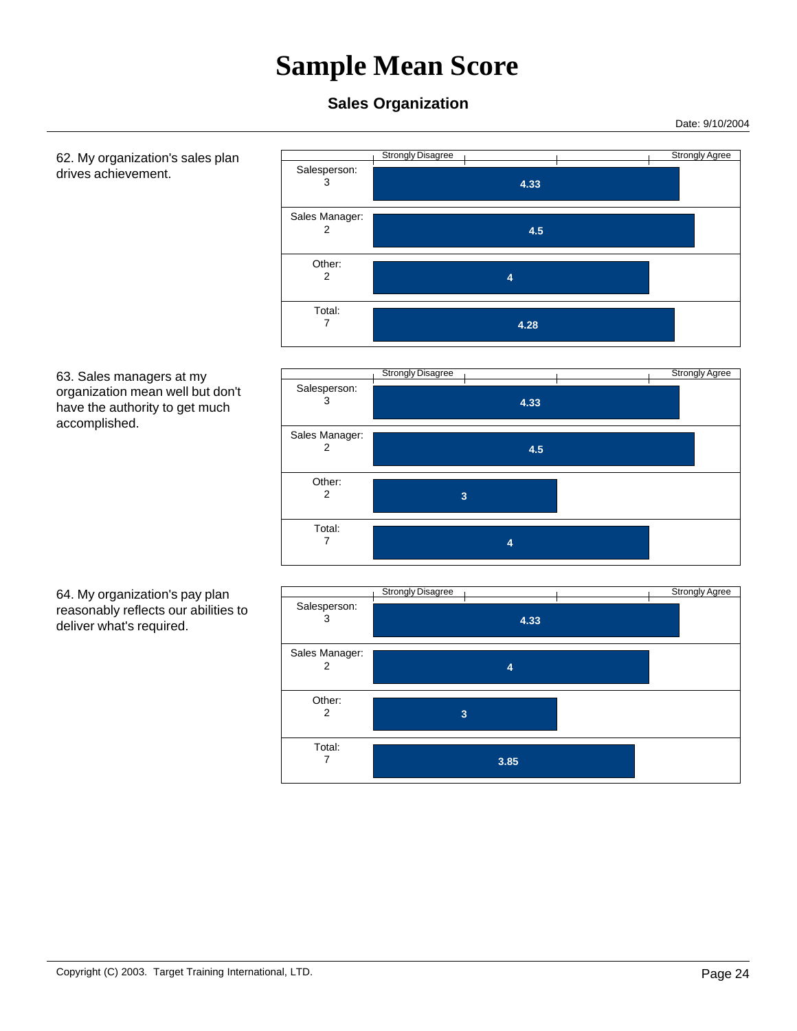# Sample Mean Score

### Sales Organization

Date: 9/10/2004

62. My organization's sales plan drives achievement.

| Respondent | Mean Score (Strongly Disagree – Strongly Agree) |
|---|---|
| Salesperson: 3 | 4.33 |
| Sales Manager: 2 | 4.5 |
| Other: 2 | 4 |
| Total: 7 | 4.28 |

63. Sales managers at my organization mean well but don't have the authority to get much accomplished.

| Respondent | Mean Score (Strongly Disagree – Strongly Agree) |
|---|---|
| Salesperson: 3 | 4.33 |
| Sales Manager: 2 | 4.5 |
| Other: 2 | 3 |
| Total: 7 | 4 |

64. My organization's pay plan reasonably reflects our abilities to deliver what's required.

| Respondent | Mean Score (Strongly Disagree – Strongly Agree) |
|---|---|
| Salesperson: 3 | 4.33 |
| Sales Manager: 2 | 4 |
| Other: 2 | 3 |
| Total: 7 | 3.85 |

Copyright (C) 2003. Target Training International, LTD.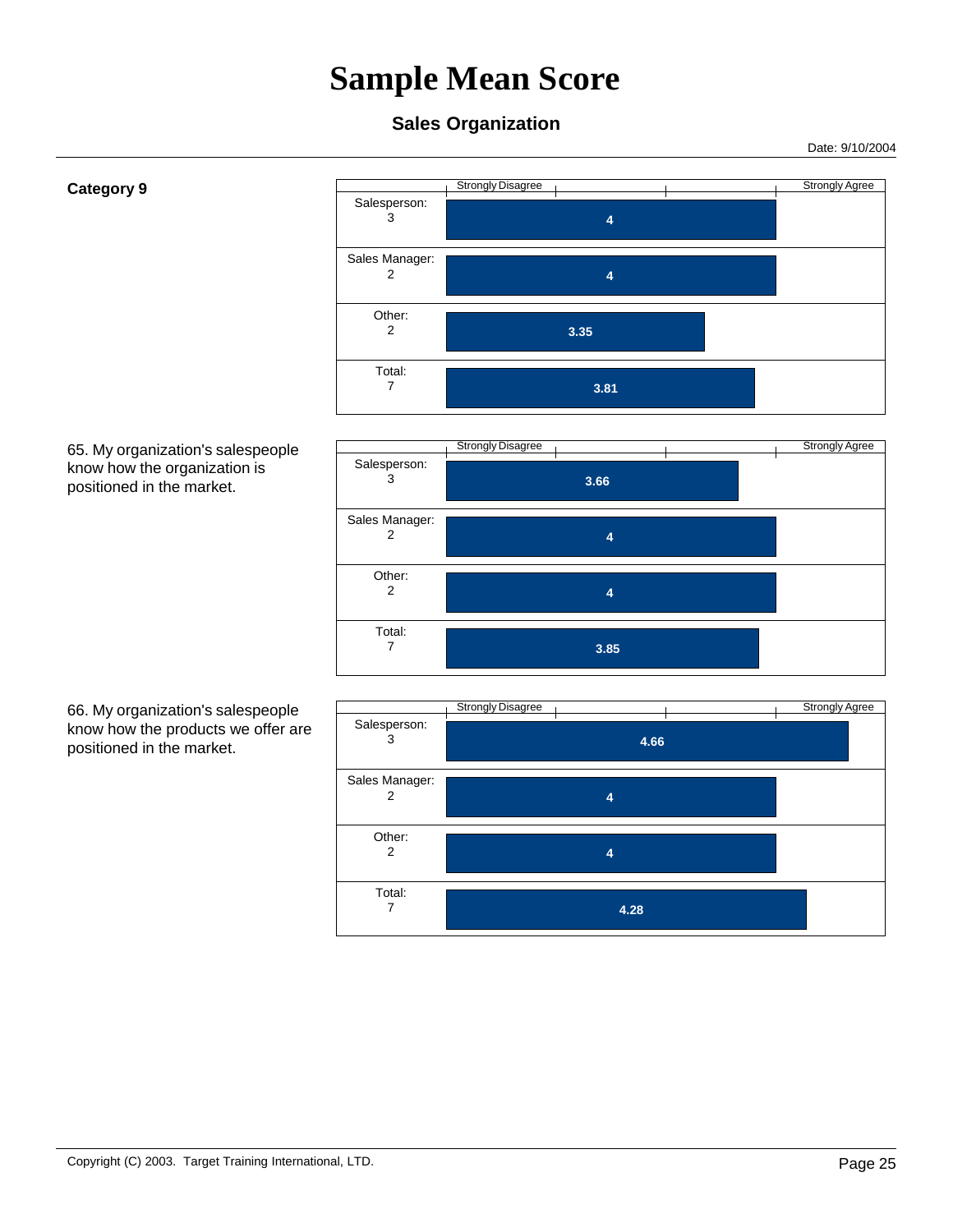# Sample Mean Score

## Sales Organization

Date: 9/10/2004

**Category 9**

| | Strongly Disagree — Strongly Agree |
|---|---|
| Salesperson: 3 | 4 |
| Sales Manager: 2 | 4 |
| Other: 2 | 3.35 |
| Total: 7 | 3.81 |

65. My organization's salespeople know how the organization is positioned in the market.

| | Strongly Disagree — Strongly Agree |
|---|---|
| Salesperson: 3 | 3.66 |
| Sales Manager: 2 | 4 |
| Other: 2 | 4 |
| Total: 7 | 3.85 |

66. My organization's salespeople know how the products we offer are positioned in the market.

| | Strongly Disagree — Strongly Agree |
|---|---|
| Salesperson: 3 | 4.66 |
| Sales Manager: 2 | 4 |
| Other: 2 | 4 |
| Total: 7 | 4.28 |

Copyright (C) 2003. Target Training International, LTD.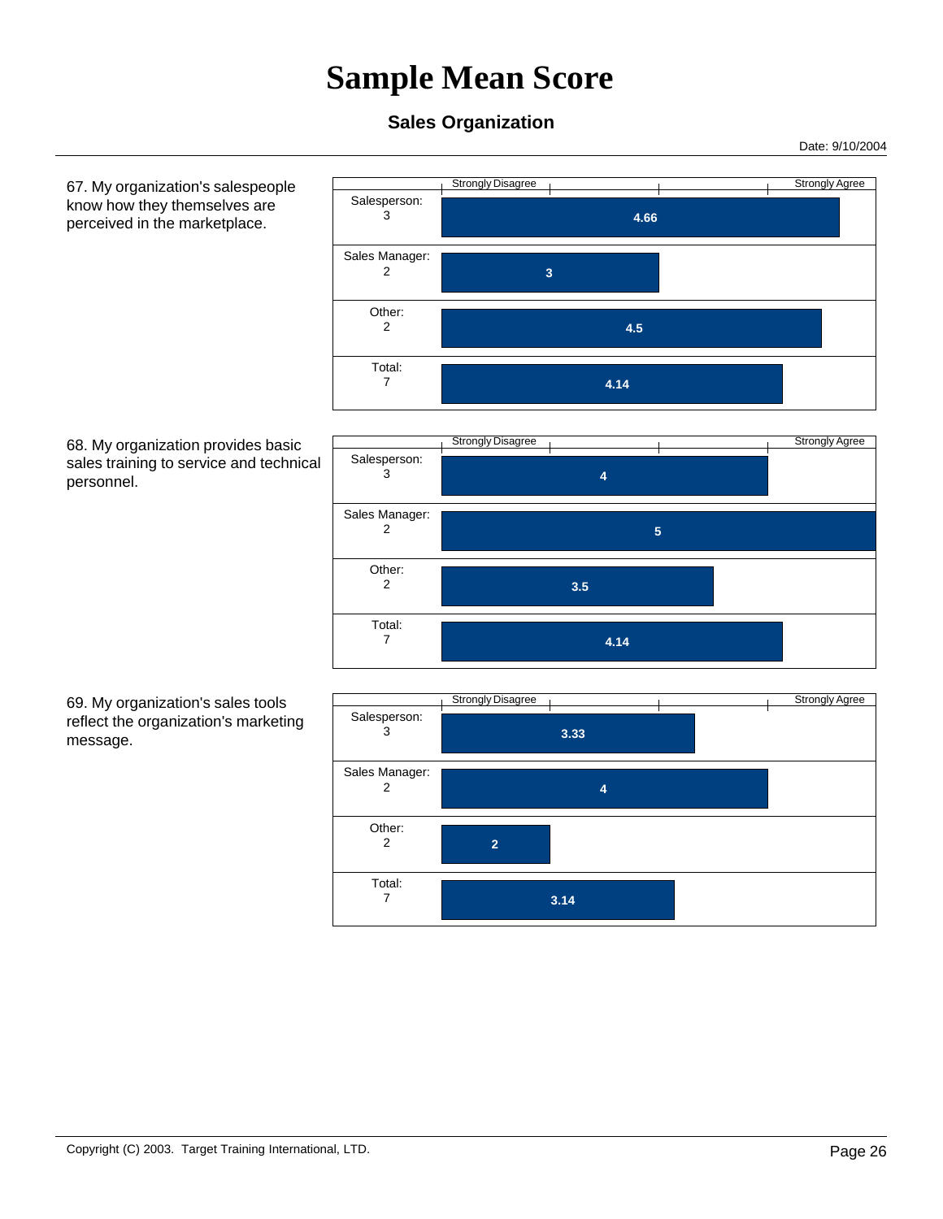# Sample Mean Score

### Sales Organization

Date: 9/10/2004

67. My organization's salespeople know how they themselves are perceived in the marketplace.

| Group | Mean Score (Strongly Disagree – Strongly Agree) |
|---|---|
| Salesperson: 3 | 4.66 |
| Sales Manager: 2 | 3 |
| Other: 2 | 4.5 |
| Total: 7 | 4.14 |

68. My organization provides basic sales training to service and technical personnel.

| Group | Mean Score (Strongly Disagree – Strongly Agree) |
|---|---|
| Salesperson: 3 | 4 |
| Sales Manager: 2 | 5 |
| Other: 2 | 3.5 |
| Total: 7 | 4.14 |

69. My organization's sales tools reflect the organization's marketing message.

| Group | Mean Score (Strongly Disagree – Strongly Agree) |
|---|---|
| Salesperson: 3 | 3.33 |
| Sales Manager: 2 | 4 |
| Other: 2 | 2 |
| Total: 7 | 3.14 |

Copyright (C) 2003. Target Training International, LTD.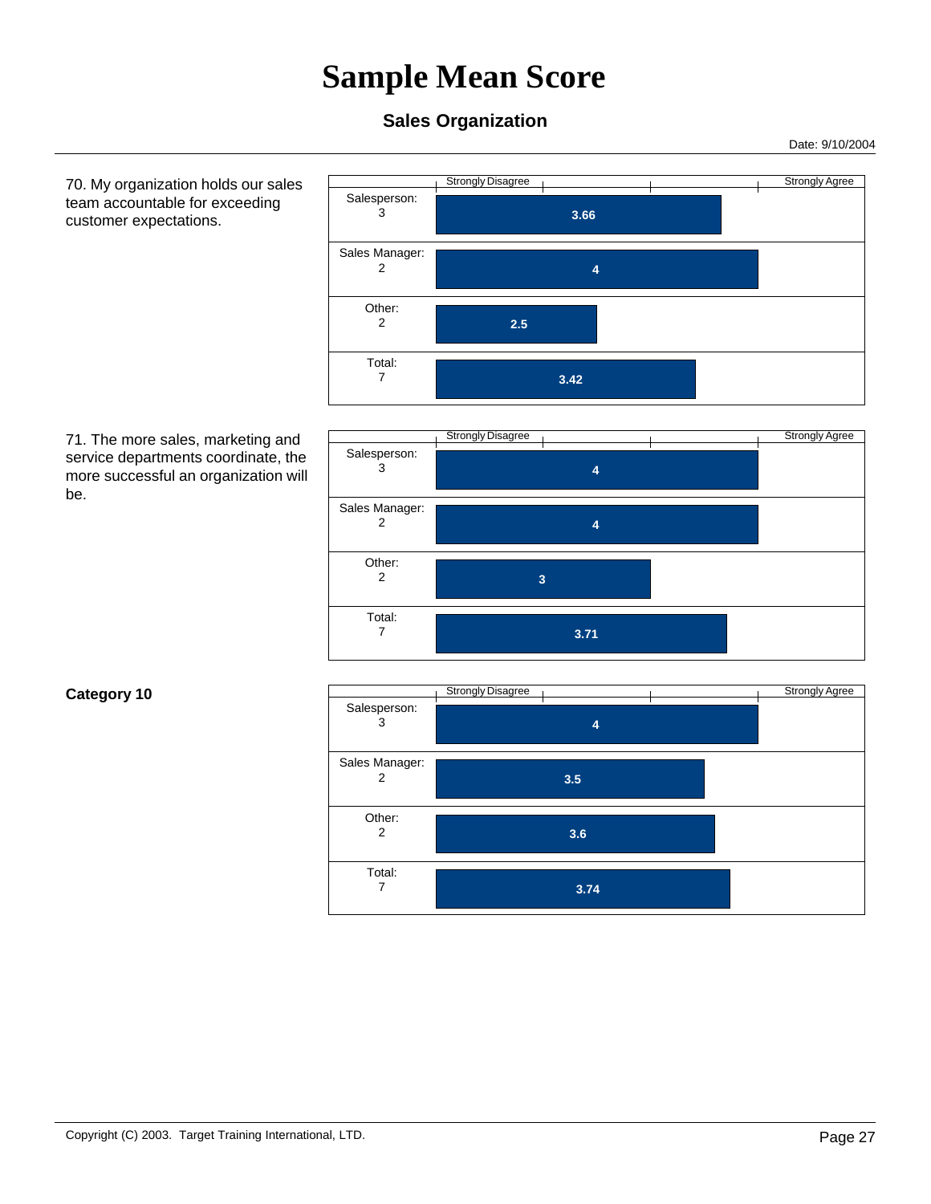# Sample Mean Score

## Sales Organization

Date: 9/10/2004

70. My organization holds our sales team accountable for exceeding customer expectations.

| Group | Mean Score (Strongly Disagree – Strongly Agree) |
|---|---|
| Salesperson: 3 | 3.66 |
| Sales Manager: 2 | 4 |
| Other: 2 | 2.5 |
| Total: 7 | 3.42 |

71. The more sales, marketing and service departments coordinate, the more successful an organization will be.

| Group | Mean Score (Strongly Disagree – Strongly Agree) |
|---|---|
| Salesperson: 3 | 4 |
| Sales Manager: 2 | 4 |
| Other: 2 | 3 |
| Total: 7 | 3.71 |

**Category 10**

| Group | Mean Score (Strongly Disagree – Strongly Agree) |
|---|---|
| Salesperson: 3 | 4 |
| Sales Manager: 2 | 3.5 |
| Other: 2 | 3.6 |
| Total: 7 | 3.74 |

Copyright (C) 2003. Target Training International, LTD.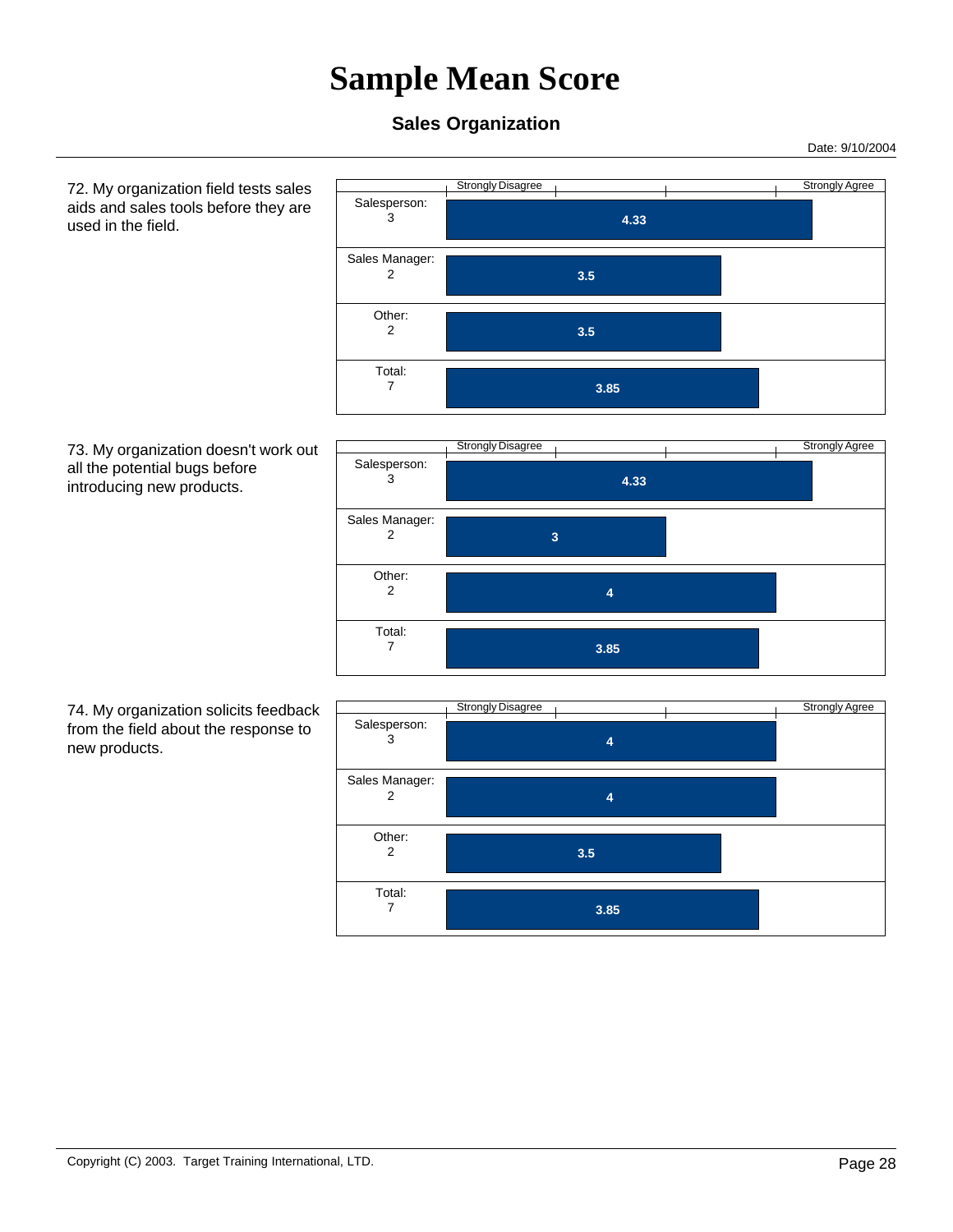# Sample Mean Score

### Sales Organization

Date: 9/10/2004

72. My organization field tests sales aids and sales tools before they are used in the field.

| Group | Score (Strongly Disagree – Strongly Agree) |
|---|---|
| Salesperson: 3 | 4.33 |
| Sales Manager: 2 | 3.5 |
| Other: 2 | 3.5 |
| Total: 7 | 3.85 |

73. My organization doesn't work out all the potential bugs before introducing new products.

| Group | Score (Strongly Disagree – Strongly Agree) |
|---|---|
| Salesperson: 3 | 4.33 |
| Sales Manager: 2 | 3 |
| Other: 2 | 4 |
| Total: 7 | 3.85 |

74. My organization solicits feedback from the field about the response to new products.

| Group | Score (Strongly Disagree – Strongly Agree) |
|---|---|
| Salesperson: 3 | 4 |
| Sales Manager: 2 | 4 |
| Other: 2 | 3.5 |
| Total: 7 | 3.85 |

Copyright (C) 2003. Target Training International, LTD.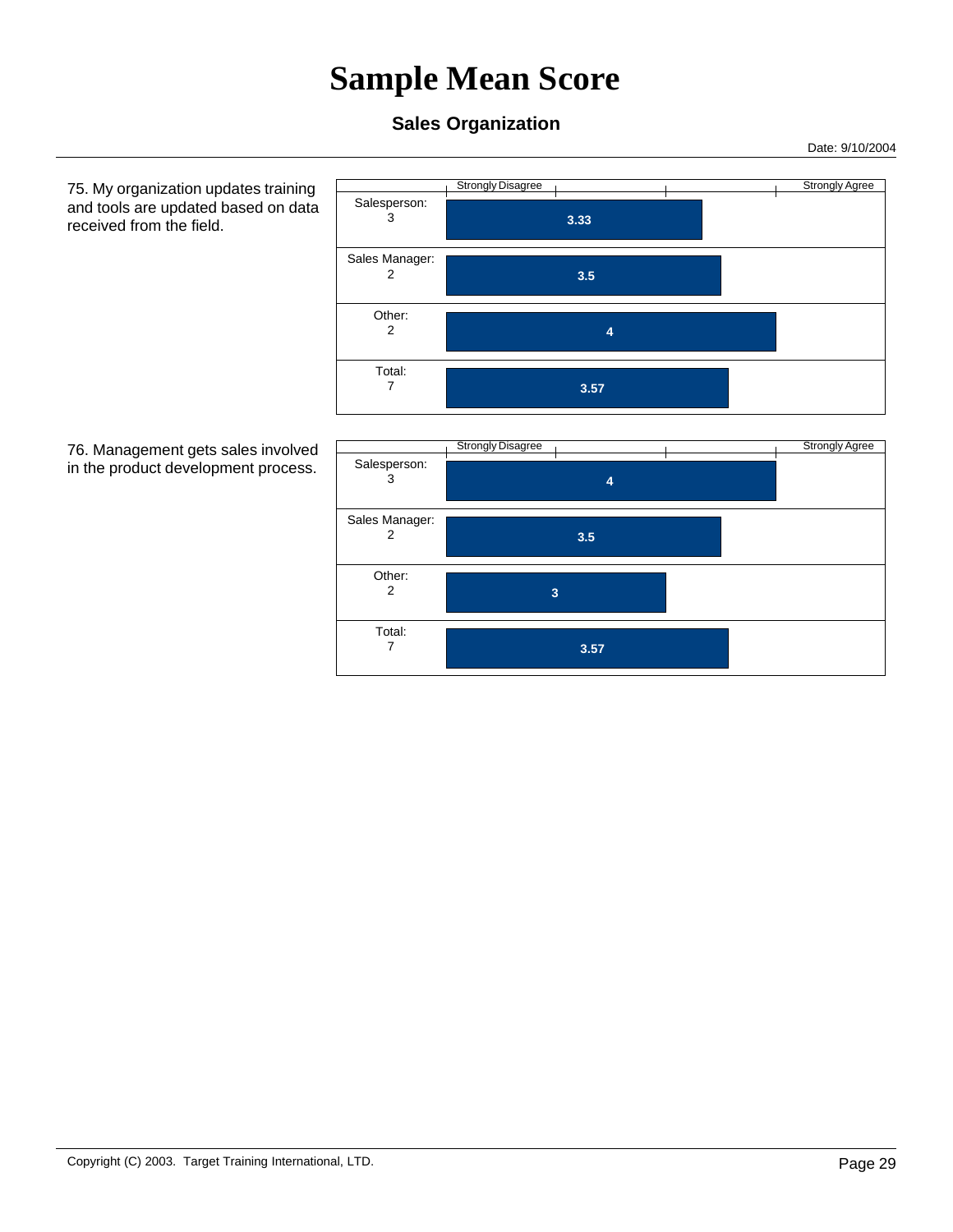# Sample Mean Score

### Sales Organization

Date: 9/10/2004

75. My organization updates training and tools are updated based on data received from the field.

Strongly Disagree
Strongly Agree

Salesperson: 3
3.33

Sales Manager: 2
3.5

Other: 2
4

Total: 7
3.57

76. Management gets sales involved in the product development process.

Strongly Disagree
Strongly Agree

Salesperson: 3
4

Sales Manager: 2
3.5

Other: 2
3

Total: 7
3.57

Copyright (C) 2003. Target Training International, LTD.